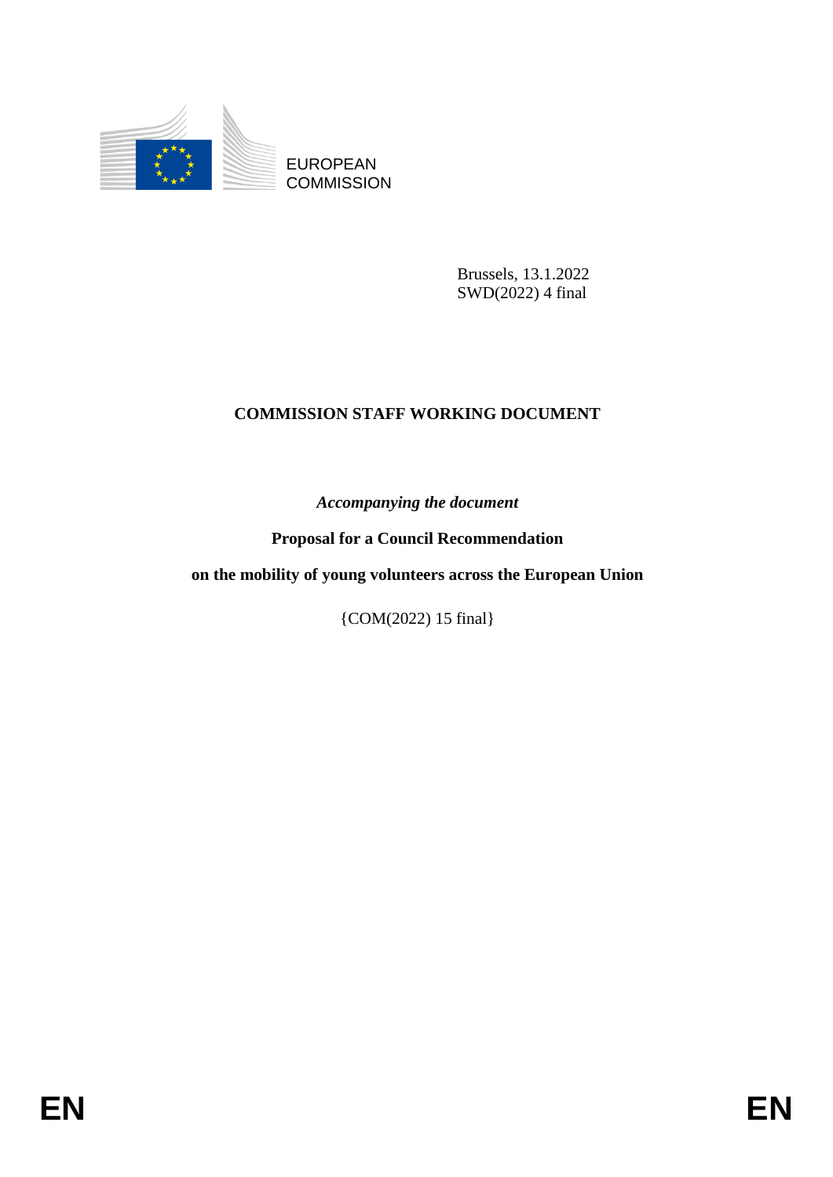EUROPEAN COMMISSION

Brussels, 13.1.2022
SWD(2022) 4 final

# COMMISSION STAFF WORKING DOCUMENT

*Accompanying the document*

**Proposal for a Council Recommendation**

**on the mobility of young volunteers across the European Union**

{COM(2022) 15 final}

EN EN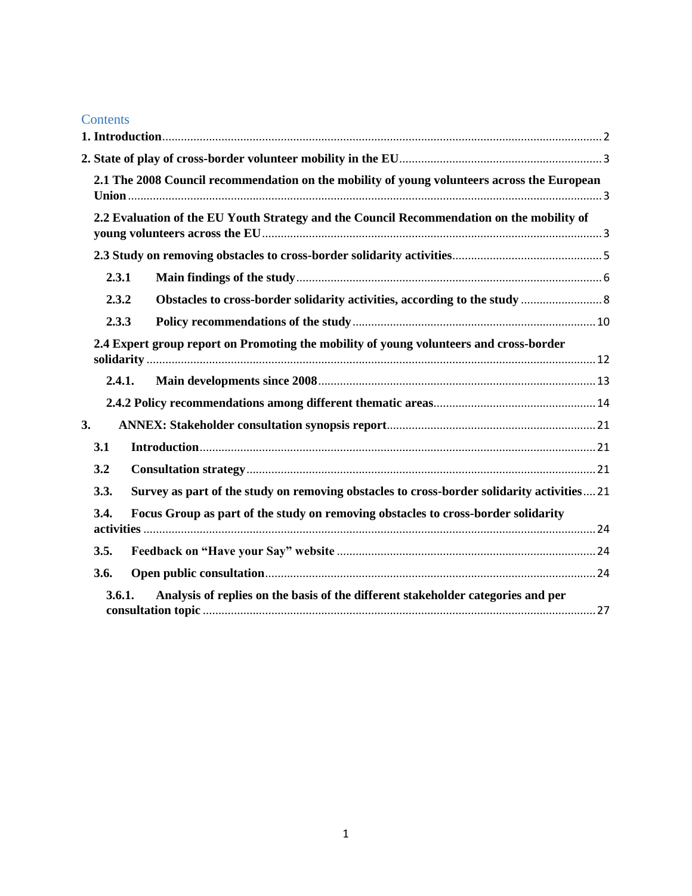# Contents

**1. Introduction** ..... 2

**2. State of play of cross-border volunteer mobility in the EU** ..... 3

- **2.1 The 2008 Council recommendation on the mobility of young volunteers across the European Union** ..... 3
- **2.2 Evaluation of the EU Youth Strategy and the Council Recommendation on the mobility of young volunteers across the EU** ..... 3
- **2.3 Study on removing obstacles to cross-border solidarity activities** ..... 5
  - **2.3.1 Main findings of the study** ..... 6
  - **2.3.2 Obstacles to cross-border solidarity activities, according to the study** ..... 8
  - **2.3.3 Policy recommendations of the study** ..... 10
- **2.4 Expert group report on Promoting the mobility of young volunteers and cross-border solidarity** ..... 12
  - **2.4.1. Main developments since 2008** ..... 13
  - **2.4.2 Policy recommendations among different thematic areas** ..... 14

**3. ANNEX: Stakeholder consultation synopsis report** ..... 21

- **3.1 Introduction** ..... 21
- **3.2 Consultation strategy** ..... 21
- **3.3. Survey as part of the study on removing obstacles to cross-border solidarity activities** ..... 21
- **3.4. Focus Group as part of the study on removing obstacles to cross-border solidarity activities** ..... 24
- **3.5. Feedback on "Have your Say" website** ..... 24
- **3.6. Open public consultation** ..... 24
  - **3.6.1. Analysis of replies on the basis of the different stakeholder categories and per consultation topic** ..... 27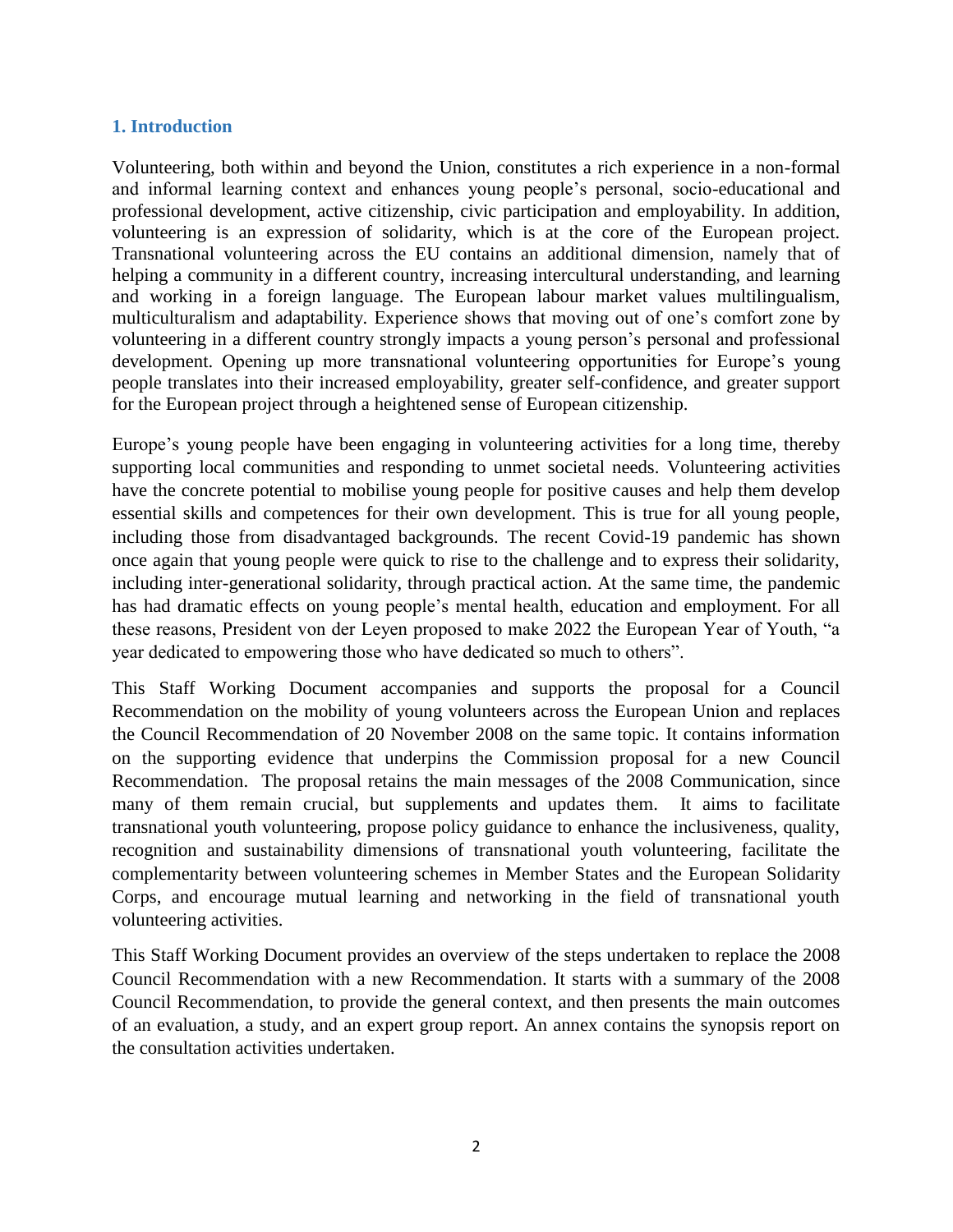## 1. Introduction

Volunteering, both within and beyond the Union, constitutes a rich experience in a non-formal and informal learning context and enhances young people's personal, socio-educational and professional development, active citizenship, civic participation and employability. In addition, volunteering is an expression of solidarity, which is at the core of the European project. Transnational volunteering across the EU contains an additional dimension, namely that of helping a community in a different country, increasing intercultural understanding, and learning and working in a foreign language. The European labour market values multilingualism, multiculturalism and adaptability. Experience shows that moving out of one's comfort zone by volunteering in a different country strongly impacts a young person's personal and professional development. Opening up more transnational volunteering opportunities for Europe's young people translates into their increased employability, greater self-confidence, and greater support for the European project through a heightened sense of European citizenship.

Europe's young people have been engaging in volunteering activities for a long time, thereby supporting local communities and responding to unmet societal needs. Volunteering activities have the concrete potential to mobilise young people for positive causes and help them develop essential skills and competences for their own development. This is true for all young people, including those from disadvantaged backgrounds. The recent Covid-19 pandemic has shown once again that young people were quick to rise to the challenge and to express their solidarity, including inter-generational solidarity, through practical action. At the same time, the pandemic has had dramatic effects on young people's mental health, education and employment. For all these reasons, President von der Leyen proposed to make 2022 the European Year of Youth, "a year dedicated to empowering those who have dedicated so much to others".

This Staff Working Document accompanies and supports the proposal for a Council Recommendation on the mobility of young volunteers across the European Union and replaces the Council Recommendation of 20 November 2008 on the same topic. It contains information on the supporting evidence that underpins the Commission proposal for a new Council Recommendation. The proposal retains the main messages of the 2008 Communication, since many of them remain crucial, but supplements and updates them. It aims to facilitate transnational youth volunteering, propose policy guidance to enhance the inclusiveness, quality, recognition and sustainability dimensions of transnational youth volunteering, facilitate the complementarity between volunteering schemes in Member States and the European Solidarity Corps, and encourage mutual learning and networking in the field of transnational youth volunteering activities.

This Staff Working Document provides an overview of the steps undertaken to replace the 2008 Council Recommendation with a new Recommendation. It starts with a summary of the 2008 Council Recommendation, to provide the general context, and then presents the main outcomes of an evaluation, a study, and an expert group report. An annex contains the synopsis report on the consultation activities undertaken.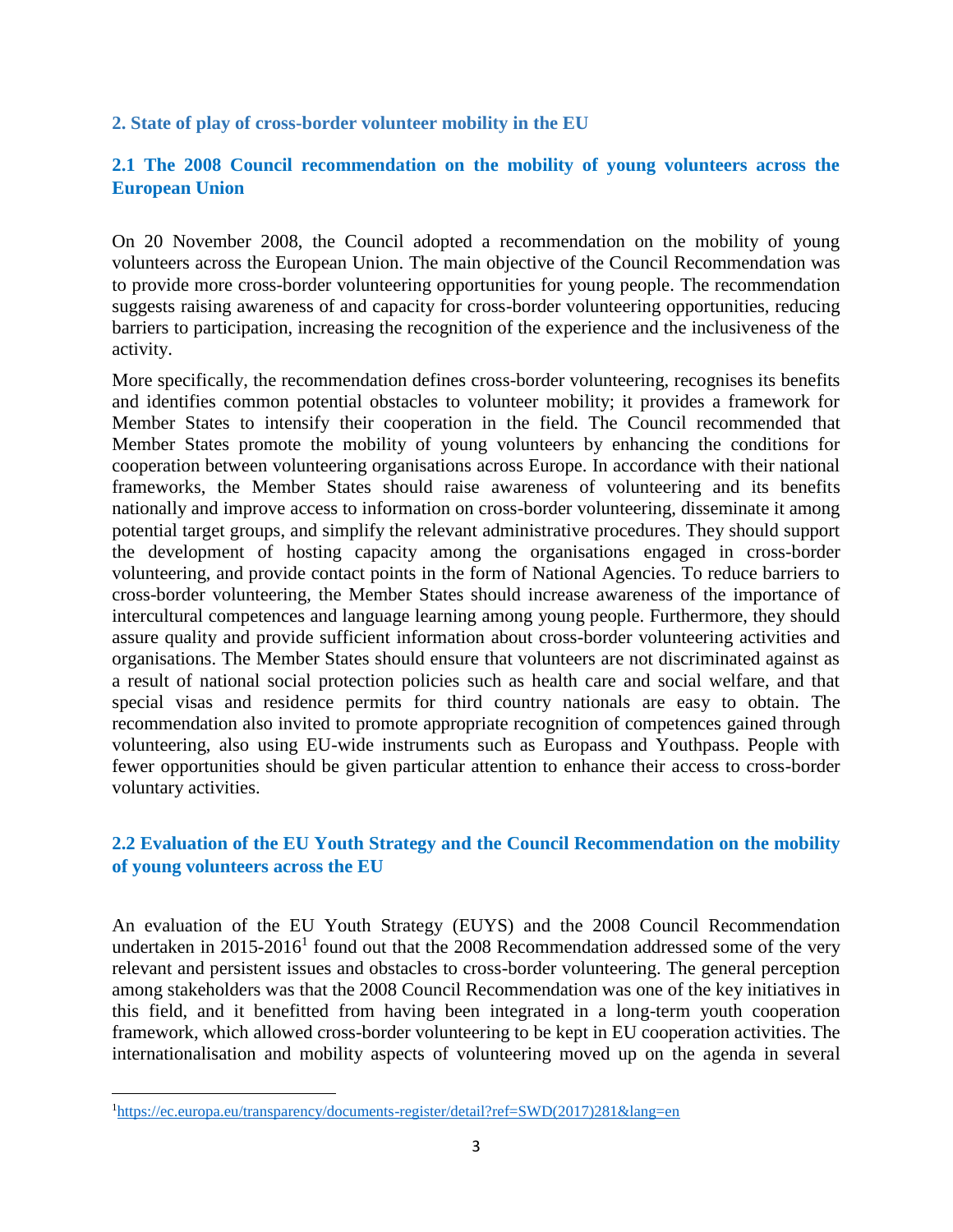## 2. State of play of cross-border volunteer mobility in the EU

### 2.1 The 2008 Council recommendation on the mobility of young volunteers across the European Union

On 20 November 2008, the Council adopted a recommendation on the mobility of young volunteers across the European Union. The main objective of the Council Recommendation was to provide more cross-border volunteering opportunities for young people. The recommendation suggests raising awareness of and capacity for cross-border volunteering opportunities, reducing barriers to participation, increasing the recognition of the experience and the inclusiveness of the activity.

More specifically, the recommendation defines cross-border volunteering, recognises its benefits and identifies common potential obstacles to volunteer mobility; it provides a framework for Member States to intensify their cooperation in the field. The Council recommended that Member States promote the mobility of young volunteers by enhancing the conditions for cooperation between volunteering organisations across Europe. In accordance with their national frameworks, the Member States should raise awareness of volunteering and its benefits nationally and improve access to information on cross-border volunteering, disseminate it among potential target groups, and simplify the relevant administrative procedures. They should support the development of hosting capacity among the organisations engaged in cross-border volunteering, and provide contact points in the form of National Agencies. To reduce barriers to cross-border volunteering, the Member States should increase awareness of the importance of intercultural competences and language learning among young people. Furthermore, they should assure quality and provide sufficient information about cross-border volunteering activities and organisations. The Member States should ensure that volunteers are not discriminated against as a result of national social protection policies such as health care and social welfare, and that special visas and residence permits for third country nationals are easy to obtain. The recommendation also invited to promote appropriate recognition of competences gained through volunteering, also using EU-wide instruments such as Europass and Youthpass. People with fewer opportunities should be given particular attention to enhance their access to cross-border voluntary activities.

### 2.2 Evaluation of the EU Youth Strategy and the Council Recommendation on the mobility of young volunteers across the EU

An evaluation of the EU Youth Strategy (EUYS) and the 2008 Council Recommendation undertaken in 2015-2016[1] found out that the 2008 Recommendation addressed some of the very relevant and persistent issues and obstacles to cross-border volunteering. The general perception among stakeholders was that the 2008 Council Recommendation was one of the key initiatives in this field, and it benefitted from having been integrated in a long-term youth cooperation framework, which allowed cross-border volunteering to be kept in EU cooperation activities. The internationalisation and mobility aspects of volunteering moved up on the agenda in several

[1] https://ec.europa.eu/transparency/documents-register/detail?ref=SWD(2017)281&lang=en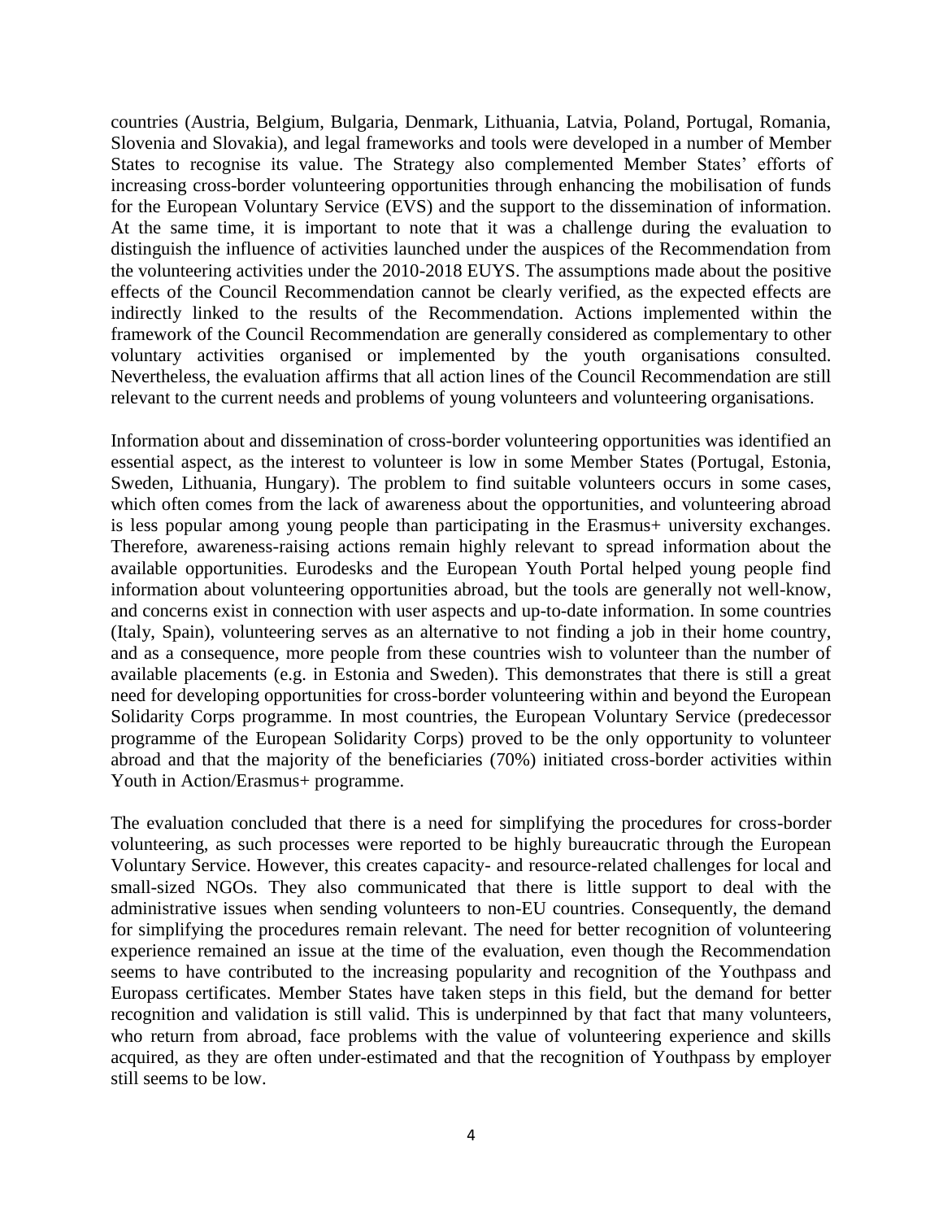countries (Austria, Belgium, Bulgaria, Denmark, Lithuania, Latvia, Poland, Portugal, Romania, Slovenia and Slovakia), and legal frameworks and tools were developed in a number of Member States to recognise its value. The Strategy also complemented Member States' efforts of increasing cross-border volunteering opportunities through enhancing the mobilisation of funds for the European Voluntary Service (EVS) and the support to the dissemination of information. At the same time, it is important to note that it was a challenge during the evaluation to distinguish the influence of activities launched under the auspices of the Recommendation from the volunteering activities under the 2010-2018 EUYS. The assumptions made about the positive effects of the Council Recommendation cannot be clearly verified, as the expected effects are indirectly linked to the results of the Recommendation. Actions implemented within the framework of the Council Recommendation are generally considered as complementary to other voluntary activities organised or implemented by the youth organisations consulted. Nevertheless, the evaluation affirms that all action lines of the Council Recommendation are still relevant to the current needs and problems of young volunteers and volunteering organisations.

Information about and dissemination of cross-border volunteering opportunities was identified an essential aspect, as the interest to volunteer is low in some Member States (Portugal, Estonia, Sweden, Lithuania, Hungary). The problem to find suitable volunteers occurs in some cases, which often comes from the lack of awareness about the opportunities, and volunteering abroad is less popular among young people than participating in the Erasmus+ university exchanges. Therefore, awareness-raising actions remain highly relevant to spread information about the available opportunities. Eurodesks and the European Youth Portal helped young people find information about volunteering opportunities abroad, but the tools are generally not well-know, and concerns exist in connection with user aspects and up-to-date information. In some countries (Italy, Spain), volunteering serves as an alternative to not finding a job in their home country, and as a consequence, more people from these countries wish to volunteer than the number of available placements (e.g. in Estonia and Sweden). This demonstrates that there is still a great need for developing opportunities for cross-border volunteering within and beyond the European Solidarity Corps programme. In most countries, the European Voluntary Service (predecessor programme of the European Solidarity Corps) proved to be the only opportunity to volunteer abroad and that the majority of the beneficiaries (70%) initiated cross-border activities within Youth in Action/Erasmus+ programme.

The evaluation concluded that there is a need for simplifying the procedures for cross-border volunteering, as such processes were reported to be highly bureaucratic through the European Voluntary Service. However, this creates capacity- and resource-related challenges for local and small-sized NGOs. They also communicated that there is little support to deal with the administrative issues when sending volunteers to non-EU countries. Consequently, the demand for simplifying the procedures remain relevant. The need for better recognition of volunteering experience remained an issue at the time of the evaluation, even though the Recommendation seems to have contributed to the increasing popularity and recognition of the Youthpass and Europass certificates. Member States have taken steps in this field, but the demand for better recognition and validation is still valid. This is underpinned by that fact that many volunteers, who return from abroad, face problems with the value of volunteering experience and skills acquired, as they are often under-estimated and that the recognition of Youthpass by employer still seems to be low.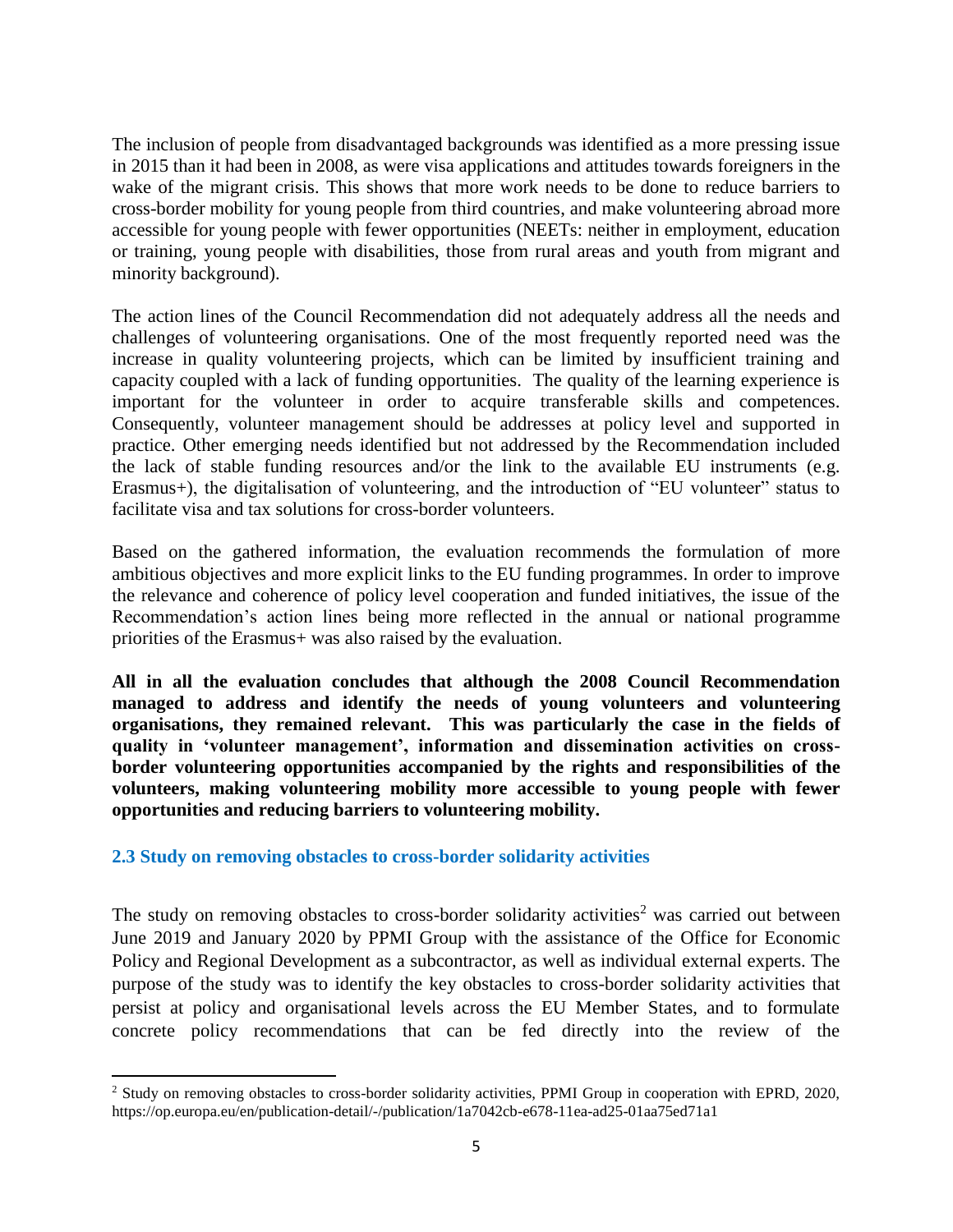The inclusion of people from disadvantaged backgrounds was identified as a more pressing issue in 2015 than it had been in 2008, as were visa applications and attitudes towards foreigners in the wake of the migrant crisis. This shows that more work needs to be done to reduce barriers to cross-border mobility for young people from third countries, and make volunteering abroad more accessible for young people with fewer opportunities (NEETs: neither in employment, education or training, young people with disabilities, those from rural areas and youth from migrant and minority background).

The action lines of the Council Recommendation did not adequately address all the needs and challenges of volunteering organisations. One of the most frequently reported need was the increase in quality volunteering projects, which can be limited by insufficient training and capacity coupled with a lack of funding opportunities. The quality of the learning experience is important for the volunteer in order to acquire transferable skills and competences. Consequently, volunteer management should be addresses at policy level and supported in practice. Other emerging needs identified but not addressed by the Recommendation included the lack of stable funding resources and/or the link to the available EU instruments (e.g. Erasmus+), the digitalisation of volunteering, and the introduction of "EU volunteer" status to facilitate visa and tax solutions for cross-border volunteers.

Based on the gathered information, the evaluation recommends the formulation of more ambitious objectives and more explicit links to the EU funding programmes. In order to improve the relevance and coherence of policy level cooperation and funded initiatives, the issue of the Recommendation's action lines being more reflected in the annual or national programme priorities of the Erasmus+ was also raised by the evaluation.

**All in all the evaluation concludes that although the 2008 Council Recommendation managed to address and identify the needs of young volunteers and volunteering organisations, they remained relevant. This was particularly the case in the fields of quality in 'volunteer management', information and dissemination activities on cross-border volunteering opportunities accompanied by the rights and responsibilities of the volunteers, making volunteering mobility more accessible to young people with fewer opportunities and reducing barriers to volunteering mobility.**

### 2.3 Study on removing obstacles to cross-border solidarity activities

The study on removing obstacles to cross-border solidarity activities[2] was carried out between June 2019 and January 2020 by PPMI Group with the assistance of the Office for Economic Policy and Regional Development as a subcontractor, as well as individual external experts. The purpose of the study was to identify the key obstacles to cross-border solidarity activities that persist at policy and organisational levels across the EU Member States, and to formulate concrete policy recommendations that can be fed directly into the review of the

[2] Study on removing obstacles to cross-border solidarity activities, PPMI Group in cooperation with EPRD, 2020, https://op.europa.eu/en/publication-detail/-/publication/1a7042cb-e678-11ea-ad25-01aa75ed71a1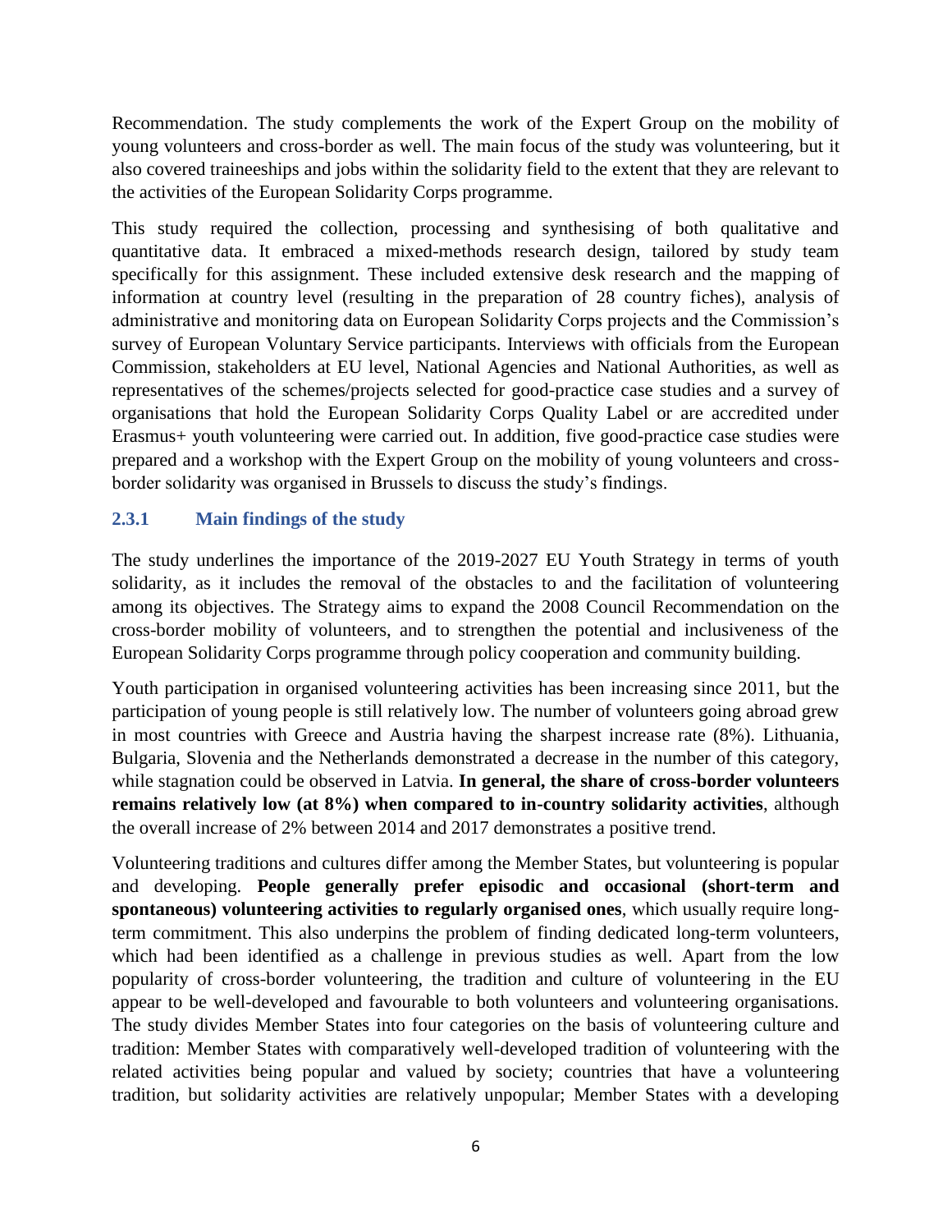Recommendation. The study complements the work of the Expert Group on the mobility of young volunteers and cross-border as well. The main focus of the study was volunteering, but it also covered traineeships and jobs within the solidarity field to the extent that they are relevant to the activities of the European Solidarity Corps programme.

This study required the collection, processing and synthesising of both qualitative and quantitative data. It embraced a mixed-methods research design, tailored by study team specifically for this assignment. These included extensive desk research and the mapping of information at country level (resulting in the preparation of 28 country fiches), analysis of administrative and monitoring data on European Solidarity Corps projects and the Commission's survey of European Voluntary Service participants. Interviews with officials from the European Commission, stakeholders at EU level, National Agencies and National Authorities, as well as representatives of the schemes/projects selected for good-practice case studies and a survey of organisations that hold the European Solidarity Corps Quality Label or are accredited under Erasmus+ youth volunteering were carried out. In addition, five good-practice case studies were prepared and a workshop with the Expert Group on the mobility of young volunteers and cross-border solidarity was organised in Brussels to discuss the study's findings.

### 2.3.1 Main findings of the study

The study underlines the importance of the 2019-2027 EU Youth Strategy in terms of youth solidarity, as it includes the removal of the obstacles to and the facilitation of volunteering among its objectives. The Strategy aims to expand the 2008 Council Recommendation on the cross-border mobility of volunteers, and to strengthen the potential and inclusiveness of the European Solidarity Corps programme through policy cooperation and community building.

Youth participation in organised volunteering activities has been increasing since 2011, but the participation of young people is still relatively low. The number of volunteers going abroad grew in most countries with Greece and Austria having the sharpest increase rate (8%). Lithuania, Bulgaria, Slovenia and the Netherlands demonstrated a decrease in the number of this category, while stagnation could be observed in Latvia. **In general, the share of cross-border volunteers remains relatively low (at 8%) when compared to in-country solidarity activities**, although the overall increase of 2% between 2014 and 2017 demonstrates a positive trend.

Volunteering traditions and cultures differ among the Member States, but volunteering is popular and developing. **People generally prefer episodic and occasional (short-term and spontaneous) volunteering activities to regularly organised ones**, which usually require long-term commitment. This also underpins the problem of finding dedicated long-term volunteers, which had been identified as a challenge in previous studies as well. Apart from the low popularity of cross-border volunteering, the tradition and culture of volunteering in the EU appear to be well-developed and favourable to both volunteers and volunteering organisations. The study divides Member States into four categories on the basis of volunteering culture and tradition: Member States with comparatively well-developed tradition of volunteering with the related activities being popular and valued by society; countries that have a volunteering tradition, but solidarity activities are relatively unpopular; Member States with a developing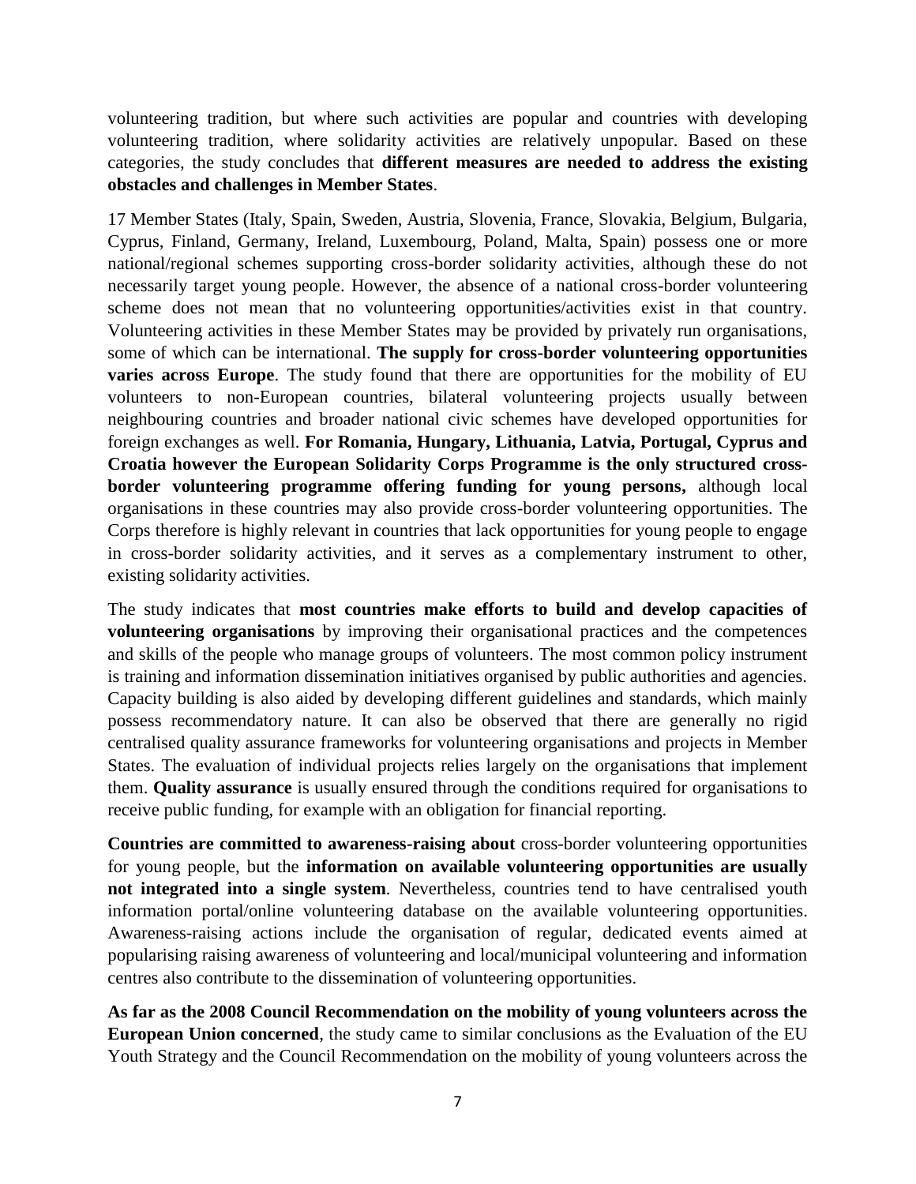volunteering tradition, but where such activities are popular and countries with developing volunteering tradition, where solidarity activities are relatively unpopular. Based on these categories, the study concludes that **different measures are needed to address the existing obstacles and challenges in Member States**.

17 Member States (Italy, Spain, Sweden, Austria, Slovenia, France, Slovakia, Belgium, Bulgaria, Cyprus, Finland, Germany, Ireland, Luxembourg, Poland, Malta, Spain) possess one or more national/regional schemes supporting cross-border solidarity activities, although these do not necessarily target young people. However, the absence of a national cross-border volunteering scheme does not mean that no volunteering opportunities/activities exist in that country. Volunteering activities in these Member States may be provided by privately run organisations, some of which can be international. **The supply for cross-border volunteering opportunities varies across Europe**. The study found that there are opportunities for the mobility of EU volunteers to non-European countries, bilateral volunteering projects usually between neighbouring countries and broader national civic schemes have developed opportunities for foreign exchanges as well. **For Romania, Hungary, Lithuania, Latvia, Portugal, Cyprus and Croatia however the European Solidarity Corps Programme is the only structured cross-border volunteering programme offering funding for young persons,** although local organisations in these countries may also provide cross-border volunteering opportunities. The Corps therefore is highly relevant in countries that lack opportunities for young people to engage in cross-border solidarity activities, and it serves as a complementary instrument to other, existing solidarity activities.

The study indicates that **most countries make efforts to build and develop capacities of volunteering organisations** by improving their organisational practices and the competences and skills of the people who manage groups of volunteers. The most common policy instrument is training and information dissemination initiatives organised by public authorities and agencies. Capacity building is also aided by developing different guidelines and standards, which mainly possess recommendatory nature. It can also be observed that there are generally no rigid centralised quality assurance frameworks for volunteering organisations and projects in Member States. The evaluation of individual projects relies largely on the organisations that implement them. **Quality assurance** is usually ensured through the conditions required for organisations to receive public funding, for example with an obligation for financial reporting.

**Countries are committed to awareness-raising about** cross-border volunteering opportunities for young people, but the **information on available volunteering opportunities are usually not integrated into a single system**. Nevertheless, countries tend to have centralised youth information portal/online volunteering database on the available volunteering opportunities. Awareness-raising actions include the organisation of regular, dedicated events aimed at popularising raising awareness of volunteering and local/municipal volunteering and information centres also contribute to the dissemination of volunteering opportunities.

**As far as the 2008 Council Recommendation on the mobility of young volunteers across the European Union concerned**, the study came to similar conclusions as the Evaluation of the EU Youth Strategy and the Council Recommendation on the mobility of young volunteers across the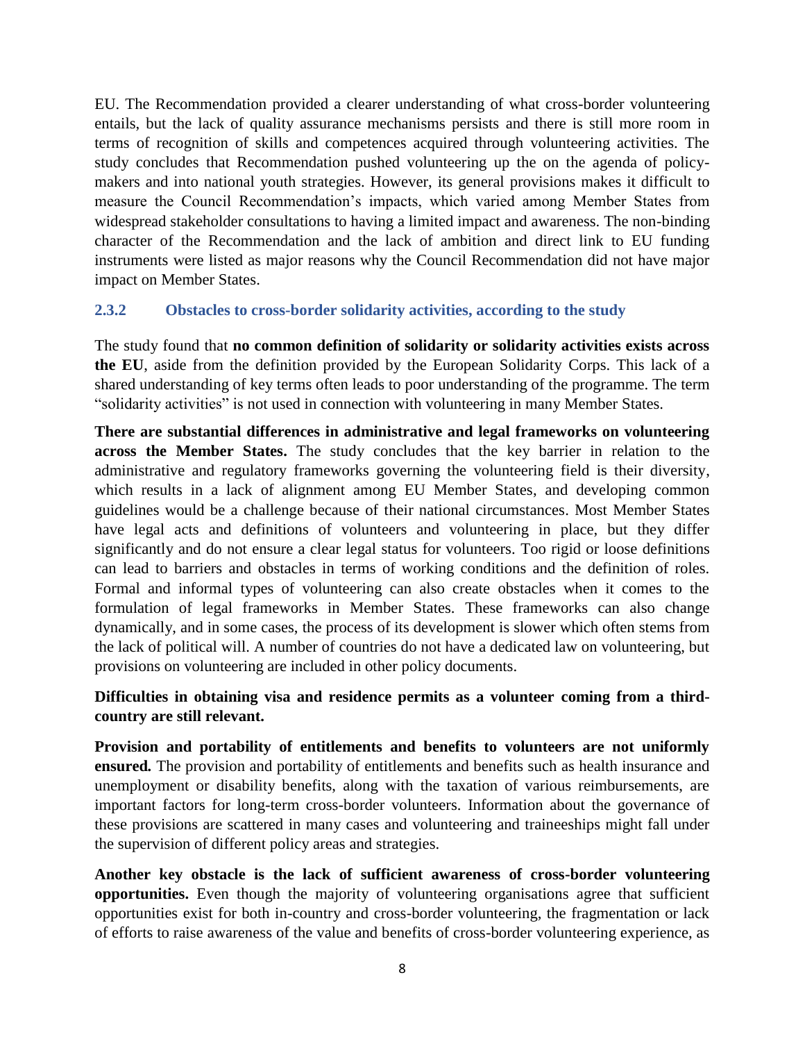EU. The Recommendation provided a clearer understanding of what cross-border volunteering entails, but the lack of quality assurance mechanisms persists and there is still more room in terms of recognition of skills and competences acquired through volunteering activities. The study concludes that Recommendation pushed volunteering up the on the agenda of policy-makers and into national youth strategies. However, its general provisions makes it difficult to measure the Council Recommendation's impacts, which varied among Member States from widespread stakeholder consultations to having a limited impact and awareness. The non-binding character of the Recommendation and the lack of ambition and direct link to EU funding instruments were listed as major reasons why the Council Recommendation did not have major impact on Member States.

### 2.3.2 Obstacles to cross-border solidarity activities, according to the study

The study found that **no common definition of solidarity or solidarity activities exists across the EU**, aside from the definition provided by the European Solidarity Corps. This lack of a shared understanding of key terms often leads to poor understanding of the programme. The term "solidarity activities" is not used in connection with volunteering in many Member States.

**There are substantial differences in administrative and legal frameworks on volunteering across the Member States.** The study concludes that the key barrier in relation to the administrative and regulatory frameworks governing the volunteering field is their diversity, which results in a lack of alignment among EU Member States, and developing common guidelines would be a challenge because of their national circumstances. Most Member States have legal acts and definitions of volunteers and volunteering in place, but they differ significantly and do not ensure a clear legal status for volunteers. Too rigid or loose definitions can lead to barriers and obstacles in terms of working conditions and the definition of roles. Formal and informal types of volunteering can also create obstacles when it comes to the formulation of legal frameworks in Member States. These frameworks can also change dynamically, and in some cases, the process of its development is slower which often stems from the lack of political will. A number of countries do not have a dedicated law on volunteering, but provisions on volunteering are included in other policy documents.

**Difficulties in obtaining visa and residence permits as a volunteer coming from a third-country are still relevant.**

**Provision and portability of entitlements and benefits to volunteers are not uniformly ensured.** The provision and portability of entitlements and benefits such as health insurance and unemployment or disability benefits, along with the taxation of various reimbursements, are important factors for long-term cross-border volunteers. Information about the governance of these provisions are scattered in many cases and volunteering and traineeships might fall under the supervision of different policy areas and strategies.

**Another key obstacle is the lack of sufficient awareness of cross-border volunteering opportunities.** Even though the majority of volunteering organisations agree that sufficient opportunities exist for both in-country and cross-border volunteering, the fragmentation or lack of efforts to raise awareness of the value and benefits of cross-border volunteering experience, as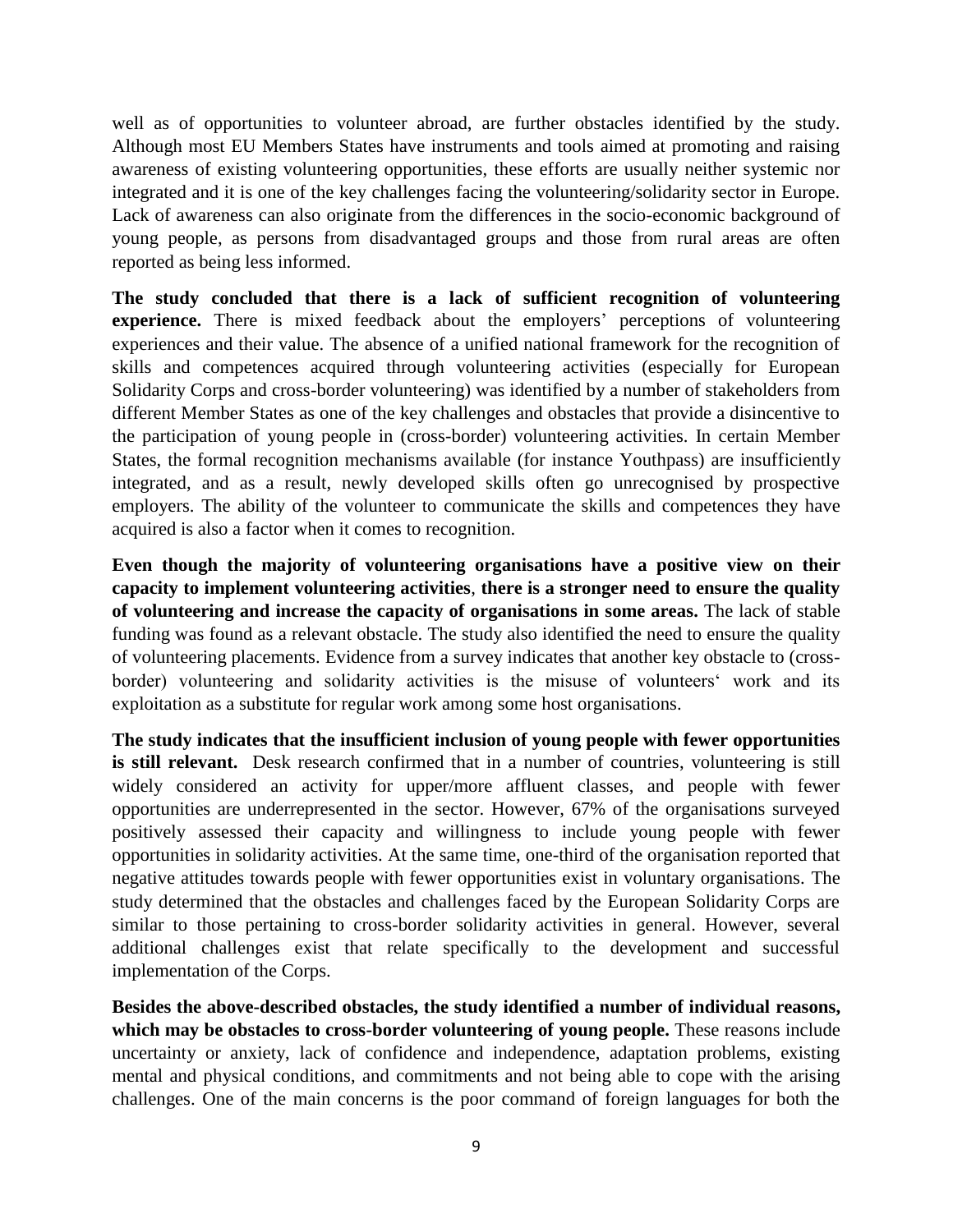well as of opportunities to volunteer abroad, are further obstacles identified by the study. Although most EU Members States have instruments and tools aimed at promoting and raising awareness of existing volunteering opportunities, these efforts are usually neither systemic nor integrated and it is one of the key challenges facing the volunteering/solidarity sector in Europe. Lack of awareness can also originate from the differences in the socio-economic background of young people, as persons from disadvantaged groups and those from rural areas are often reported as being less informed.

**The study concluded that there is a lack of sufficient recognition of volunteering experience.** There is mixed feedback about the employers' perceptions of volunteering experiences and their value. The absence of a unified national framework for the recognition of skills and competences acquired through volunteering activities (especially for European Solidarity Corps and cross-border volunteering) was identified by a number of stakeholders from different Member States as one of the key challenges and obstacles that provide a disincentive to the participation of young people in (cross-border) volunteering activities. In certain Member States, the formal recognition mechanisms available (for instance Youthpass) are insufficiently integrated, and as a result, newly developed skills often go unrecognised by prospective employers. The ability of the volunteer to communicate the skills and competences they have acquired is also a factor when it comes to recognition.

**Even though the majority of volunteering organisations have a positive view on their capacity to implement volunteering activities**, **there is a stronger need to ensure the quality of volunteering and increase the capacity of organisations in some areas.** The lack of stable funding was found as a relevant obstacle. The study also identified the need to ensure the quality of volunteering placements. Evidence from a survey indicates that another key obstacle to (cross-border) volunteering and solidarity activities is the misuse of volunteers' work and its exploitation as a substitute for regular work among some host organisations.

**The study indicates that the insufficient inclusion of young people with fewer opportunities is still relevant.** Desk research confirmed that in a number of countries, volunteering is still widely considered an activity for upper/more affluent classes, and people with fewer opportunities are underrepresented in the sector. However, 67% of the organisations surveyed positively assessed their capacity and willingness to include young people with fewer opportunities in solidarity activities. At the same time, one-third of the organisation reported that negative attitudes towards people with fewer opportunities exist in voluntary organisations. The study determined that the obstacles and challenges faced by the European Solidarity Corps are similar to those pertaining to cross-border solidarity activities in general. However, several additional challenges exist that relate specifically to the development and successful implementation of the Corps.

**Besides the above-described obstacles, the study identified a number of individual reasons, which may be obstacles to cross-border volunteering of young people.** These reasons include uncertainty or anxiety, lack of confidence and independence, adaptation problems, existing mental and physical conditions, and commitments and not being able to cope with the arising challenges. One of the main concerns is the poor command of foreign languages for both the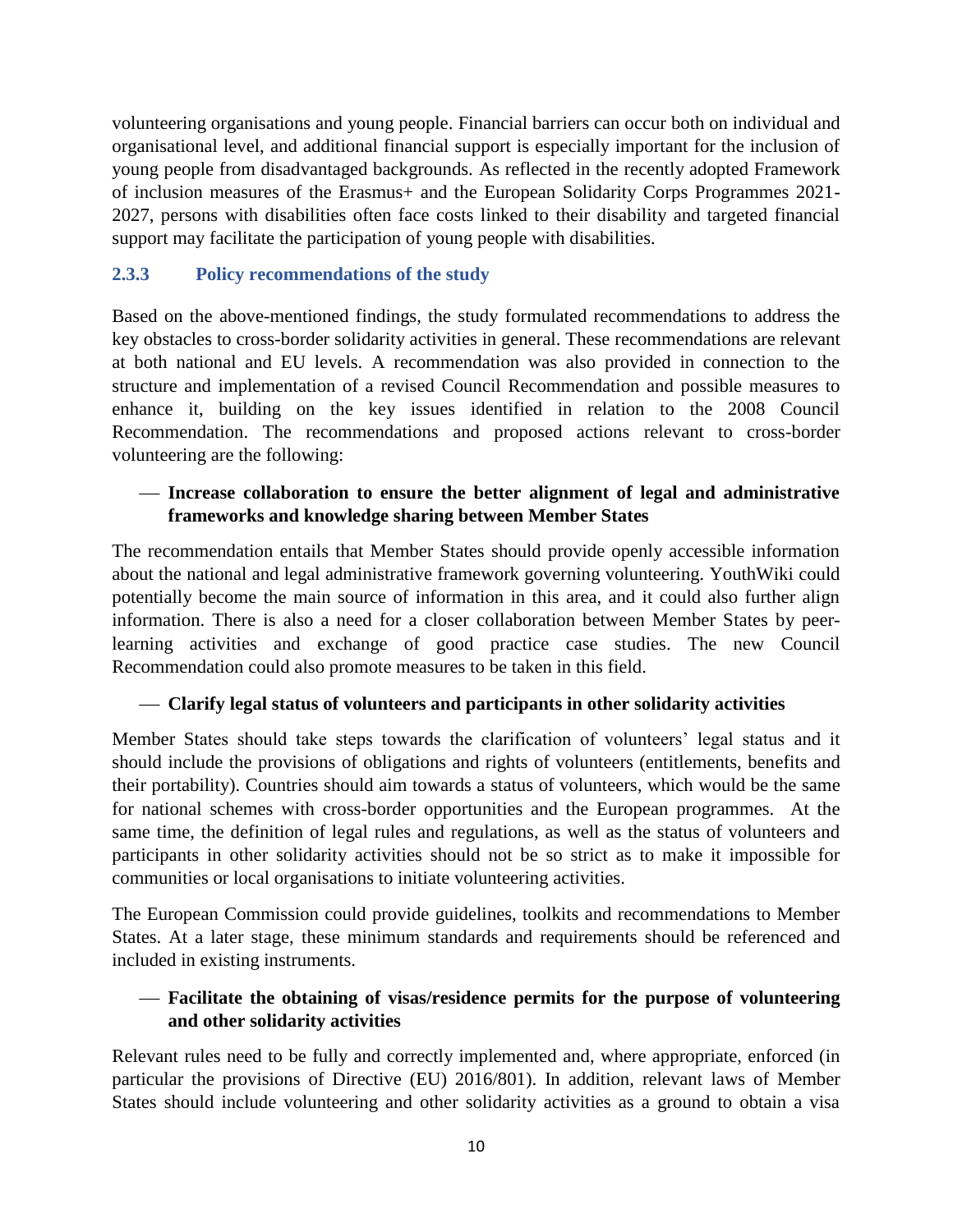volunteering organisations and young people. Financial barriers can occur both on individual and organisational level, and additional financial support is especially important for the inclusion of young people from disadvantaged backgrounds. As reflected in the recently adopted Framework of inclusion measures of the Erasmus+ and the European Solidarity Corps Programmes 2021-2027, persons with disabilities often face costs linked to their disability and targeted financial support may facilitate the participation of young people with disabilities.

### 2.3.3 Policy recommendations of the study

Based on the above-mentioned findings, the study formulated recommendations to address the key obstacles to cross-border solidarity activities in general. These recommendations are relevant at both national and EU levels. A recommendation was also provided in connection to the structure and implementation of a revised Council Recommendation and possible measures to enhance it, building on the key issues identified in relation to the 2008 Council Recommendation. The recommendations and proposed actions relevant to cross-border volunteering are the following:

- **Increase collaboration to ensure the better alignment of legal and administrative frameworks and knowledge sharing between Member States**

The recommendation entails that Member States should provide openly accessible information about the national and legal administrative framework governing volunteering. YouthWiki could potentially become the main source of information in this area, and it could also further align information. There is also a need for a closer collaboration between Member States by peer-learning activities and exchange of good practice case studies. The new Council Recommendation could also promote measures to be taken in this field.

- **Clarify legal status of volunteers and participants in other solidarity activities**

Member States should take steps towards the clarification of volunteers' legal status and it should include the provisions of obligations and rights of volunteers (entitlements, benefits and their portability). Countries should aim towards a status of volunteers, which would be the same for national schemes with cross-border opportunities and the European programmes. At the same time, the definition of legal rules and regulations, as well as the status of volunteers and participants in other solidarity activities should not be so strict as to make it impossible for communities or local organisations to initiate volunteering activities.

The European Commission could provide guidelines, toolkits and recommendations to Member States. At a later stage, these minimum standards and requirements should be referenced and included in existing instruments.

- **Facilitate the obtaining of visas/residence permits for the purpose of volunteering and other solidarity activities**

Relevant rules need to be fully and correctly implemented and, where appropriate, enforced (in particular the provisions of Directive (EU) 2016/801). In addition, relevant laws of Member States should include volunteering and other solidarity activities as a ground to obtain a visa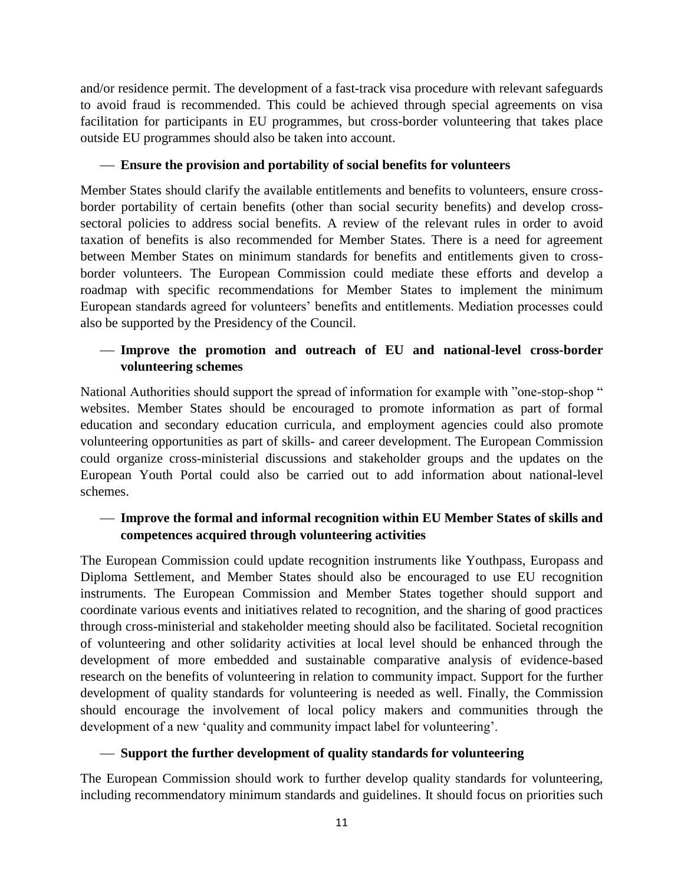and/or residence permit. The development of a fast-track visa procedure with relevant safeguards to avoid fraud is recommended. This could be achieved through special agreements on visa facilitation for participants in EU programmes, but cross-border volunteering that takes place outside EU programmes should also be taken into account.

- **Ensure the provision and portability of social benefits for volunteers**

Member States should clarify the available entitlements and benefits to volunteers, ensure cross-border portability of certain benefits (other than social security benefits) and develop cross-sectoral policies to address social benefits. A review of the relevant rules in order to avoid taxation of benefits is also recommended for Member States. There is a need for agreement between Member States on minimum standards for benefits and entitlements given to cross-border volunteers. The European Commission could mediate these efforts and develop a roadmap with specific recommendations for Member States to implement the minimum European standards agreed for volunteers' benefits and entitlements. Mediation processes could also be supported by the Presidency of the Council.

- **Improve the promotion and outreach of EU and national-level cross-border volunteering schemes**

National Authorities should support the spread of information for example with "one-stop-shop " websites. Member States should be encouraged to promote information as part of formal education and secondary education curricula, and employment agencies could also promote volunteering opportunities as part of skills- and career development. The European Commission could organize cross-ministerial discussions and stakeholder groups and the updates on the European Youth Portal could also be carried out to add information about national-level schemes.

- **Improve the formal and informal recognition within EU Member States of skills and competences acquired through volunteering activities**

The European Commission could update recognition instruments like Youthpass, Europass and Diploma Settlement, and Member States should also be encouraged to use EU recognition instruments. The European Commission and Member States together should support and coordinate various events and initiatives related to recognition, and the sharing of good practices through cross-ministerial and stakeholder meeting should also be facilitated. Societal recognition of volunteering and other solidarity activities at local level should be enhanced through the development of more embedded and sustainable comparative analysis of evidence-based research on the benefits of volunteering in relation to community impact. Support for the further development of quality standards for volunteering is needed as well. Finally, the Commission should encourage the involvement of local policy makers and communities through the development of a new 'quality and community impact label for volunteering'.

- **Support the further development of quality standards for volunteering**

The European Commission should work to further develop quality standards for volunteering, including recommendatory minimum standards and guidelines. It should focus on priorities such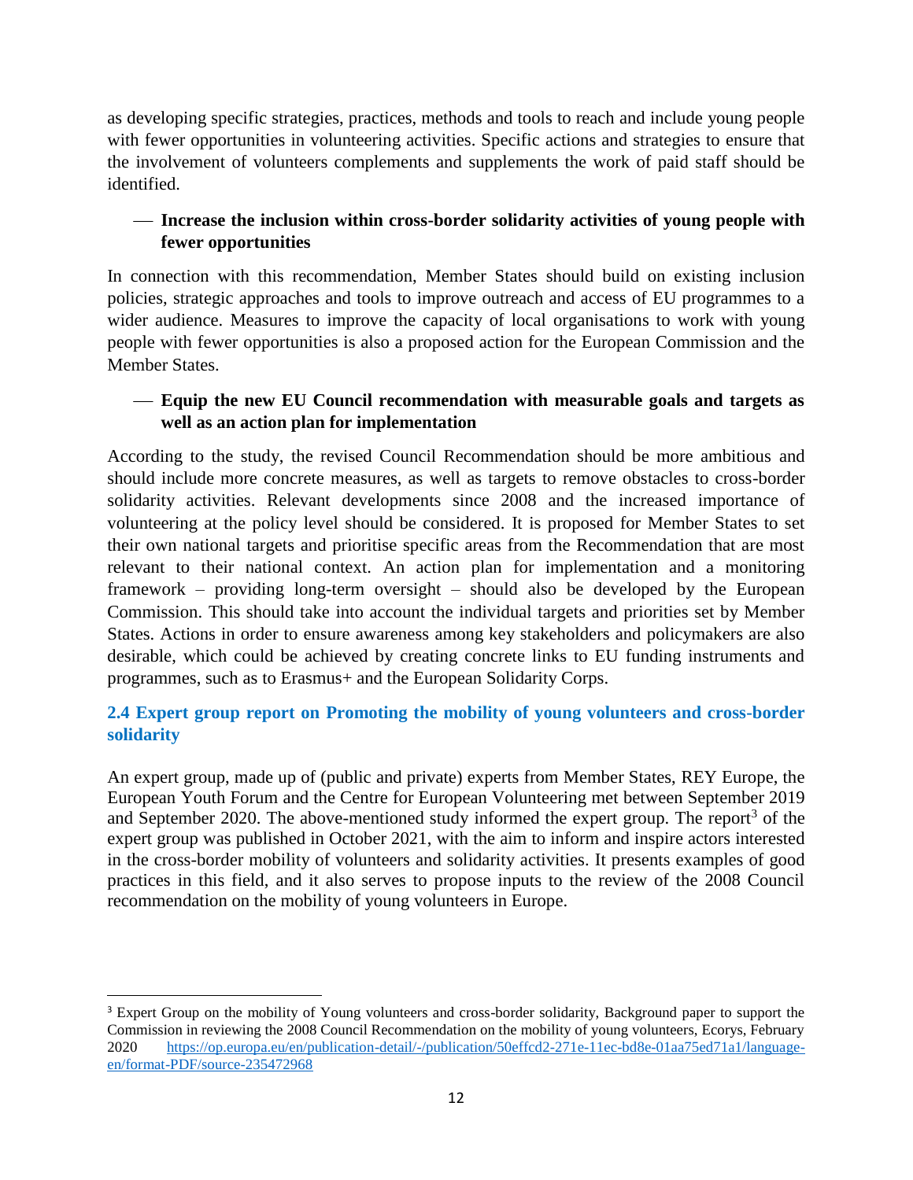as developing specific strategies, practices, methods and tools to reach and include young people with fewer opportunities in volunteering activities. Specific actions and strategies to ensure that the involvement of volunteers complements and supplements the work of paid staff should be identified.

- **Increase the inclusion within cross-border solidarity activities of young people with fewer opportunities**

In connection with this recommendation, Member States should build on existing inclusion policies, strategic approaches and tools to improve outreach and access of EU programmes to a wider audience. Measures to improve the capacity of local organisations to work with young people with fewer opportunities is also a proposed action for the European Commission and the Member States.

- **Equip the new EU Council recommendation with measurable goals and targets as well as an action plan for implementation**

According to the study, the revised Council Recommendation should be more ambitious and should include more concrete measures, as well as targets to remove obstacles to cross-border solidarity activities. Relevant developments since 2008 and the increased importance of volunteering at the policy level should be considered. It is proposed for Member States to set their own national targets and prioritise specific areas from the Recommendation that are most relevant to their national context. An action plan for implementation and a monitoring framework – providing long-term oversight – should also be developed by the European Commission. This should take into account the individual targets and priorities set by Member States. Actions in order to ensure awareness among key stakeholders and policymakers are also desirable, which could be achieved by creating concrete links to EU funding instruments and programmes, such as to Erasmus+ and the European Solidarity Corps.

## 2.4 Expert group report on Promoting the mobility of young volunteers and cross-border solidarity

An expert group, made up of (public and private) experts from Member States, REY Europe, the European Youth Forum and the Centre for European Volunteering met between September 2019 and September 2020. The above-mentioned study informed the expert group. The report[3] of the expert group was published in October 2021, with the aim to inform and inspire actors interested in the cross-border mobility of volunteers and solidarity activities. It presents examples of good practices in this field, and it also serves to propose inputs to the review of the 2008 Council recommendation on the mobility of young volunteers in Europe.

---

[3] Expert Group on the mobility of Young volunteers and cross-border solidarity, Background paper to support the Commission in reviewing the 2008 Council Recommendation on the mobility of young volunteers, Ecorys, February 2020 https://op.europa.eu/en/publication-detail/-/publication/50effcd2-271e-11ec-bd8e-01aa75ed71a1/language-en/format-PDF/source-235472968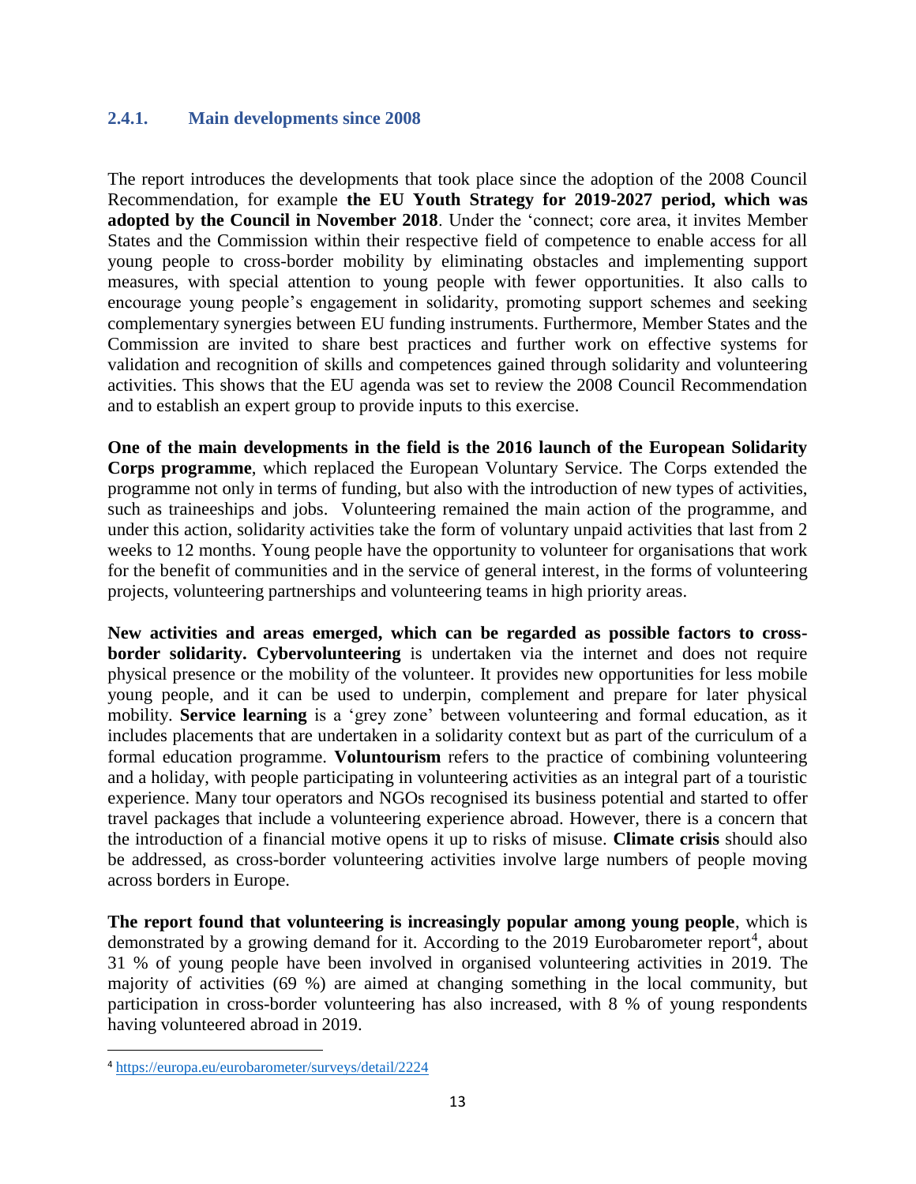### 2.4.1. Main developments since 2008

The report introduces the developments that took place since the adoption of the 2008 Council Recommendation, for example **the EU Youth Strategy for 2019-2027 period, which was adopted by the Council in November 2018**. Under the 'connect; core area, it invites Member States and the Commission within their respective field of competence to enable access for all young people to cross-border mobility by eliminating obstacles and implementing support measures, with special attention to young people with fewer opportunities. It also calls to encourage young people's engagement in solidarity, promoting support schemes and seeking complementary synergies between EU funding instruments. Furthermore, Member States and the Commission are invited to share best practices and further work on effective systems for validation and recognition of skills and competences gained through solidarity and volunteering activities. This shows that the EU agenda was set to review the 2008 Council Recommendation and to establish an expert group to provide inputs to this exercise.

**One of the main developments in the field is the 2016 launch of the European Solidarity Corps programme**, which replaced the European Voluntary Service. The Corps extended the programme not only in terms of funding, but also with the introduction of new types of activities, such as traineeships and jobs. Volunteering remained the main action of the programme, and under this action, solidarity activities take the form of voluntary unpaid activities that last from 2 weeks to 12 months. Young people have the opportunity to volunteer for organisations that work for the benefit of communities and in the service of general interest, in the forms of volunteering projects, volunteering partnerships and volunteering teams in high priority areas.

**New activities and areas emerged, which can be regarded as possible factors to cross-border solidarity. Cybervolunteering** is undertaken via the internet and does not require physical presence or the mobility of the volunteer. It provides new opportunities for less mobile young people, and it can be used to underpin, complement and prepare for later physical mobility. **Service learning** is a 'grey zone' between volunteering and formal education, as it includes placements that are undertaken in a solidarity context but as part of the curriculum of a formal education programme. **Voluntourism** refers to the practice of combining volunteering and a holiday, with people participating in volunteering activities as an integral part of a touristic experience. Many tour operators and NGOs recognised its business potential and started to offer travel packages that include a volunteering experience abroad. However, there is a concern that the introduction of a financial motive opens it up to risks of misuse. **Climate crisis** should also be addressed, as cross-border volunteering activities involve large numbers of people moving across borders in Europe.

**The report found that volunteering is increasingly popular among young people**, which is demonstrated by a growing demand for it. According to the 2019 Eurobarometer report[4], about 31 % of young people have been involved in organised volunteering activities in 2019. The majority of activities (69 %) are aimed at changing something in the local community, but participation in cross-border volunteering has also increased, with 8 % of young respondents having volunteered abroad in 2019.

[4] https://europa.eu/eurobarometer/surveys/detail/2224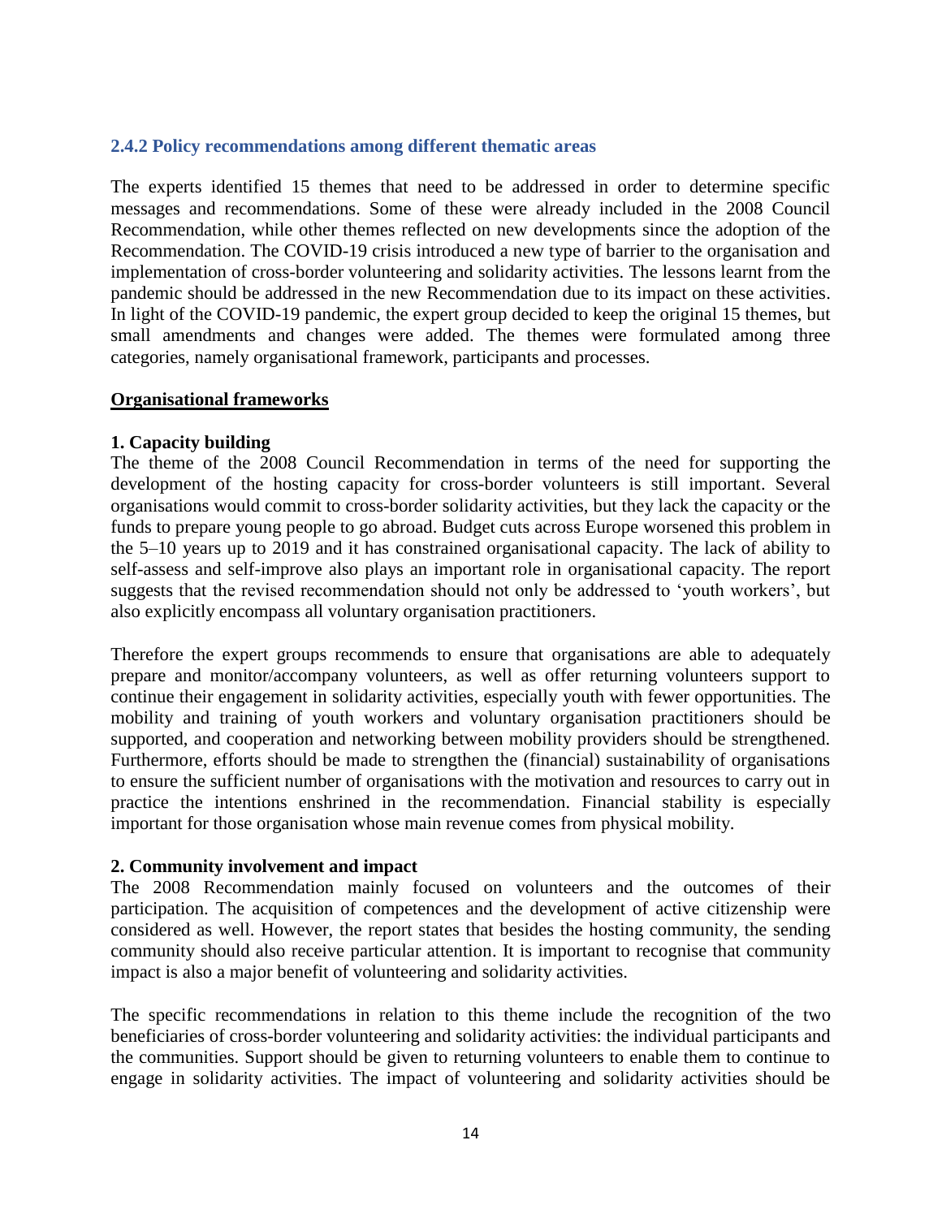### 2.4.2 Policy recommendations among different thematic areas

The experts identified 15 themes that need to be addressed in order to determine specific messages and recommendations. Some of these were already included in the 2008 Council Recommendation, while other themes reflected on new developments since the adoption of the Recommendation. The COVID-19 crisis introduced a new type of barrier to the organisation and implementation of cross-border volunteering and solidarity activities. The lessons learnt from the pandemic should be addressed in the new Recommendation due to its impact on these activities. In light of the COVID-19 pandemic, the expert group decided to keep the original 15 themes, but small amendments and changes were added. The themes were formulated among three categories, namely organisational framework, participants and processes.

**Organisational frameworks**

**1. Capacity building**

The theme of the 2008 Council Recommendation in terms of the need for supporting the development of the hosting capacity for cross-border volunteers is still important. Several organisations would commit to cross-border solidarity activities, but they lack the capacity or the funds to prepare young people to go abroad. Budget cuts across Europe worsened this problem in the 5–10 years up to 2019 and it has constrained organisational capacity. The lack of ability to self-assess and self-improve also plays an important role in organisational capacity. The report suggests that the revised recommendation should not only be addressed to 'youth workers', but also explicitly encompass all voluntary organisation practitioners.

Therefore the expert groups recommends to ensure that organisations are able to adequately prepare and monitor/accompany volunteers, as well as offer returning volunteers support to continue their engagement in solidarity activities, especially youth with fewer opportunities. The mobility and training of youth workers and voluntary organisation practitioners should be supported, and cooperation and networking between mobility providers should be strengthened. Furthermore, efforts should be made to strengthen the (financial) sustainability of organisations to ensure the sufficient number of organisations with the motivation and resources to carry out in practice the intentions enshrined in the recommendation. Financial stability is especially important for those organisation whose main revenue comes from physical mobility.

**2. Community involvement and impact**

The 2008 Recommendation mainly focused on volunteers and the outcomes of their participation. The acquisition of competences and the development of active citizenship were considered as well. However, the report states that besides the hosting community, the sending community should also receive particular attention. It is important to recognise that community impact is also a major benefit of volunteering and solidarity activities.

The specific recommendations in relation to this theme include the recognition of the two beneficiaries of cross-border volunteering and solidarity activities: the individual participants and the communities. Support should be given to returning volunteers to enable them to continue to engage in solidarity activities. The impact of volunteering and solidarity activities should be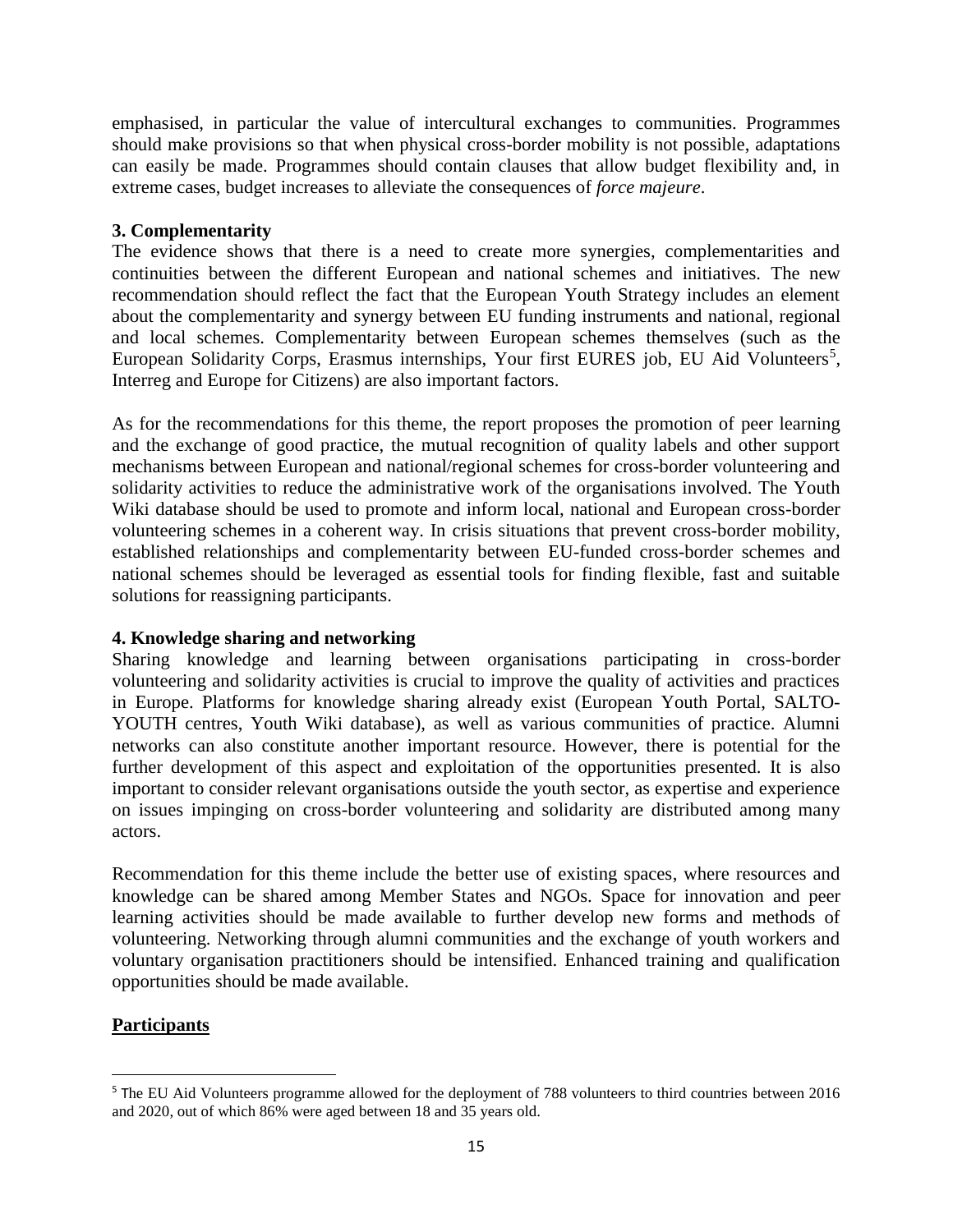emphasised, in particular the value of intercultural exchanges to communities. Programmes should make provisions so that when physical cross-border mobility is not possible, adaptations can easily be made. Programmes should contain clauses that allow budget flexibility and, in extreme cases, budget increases to alleviate the consequences of *force majeure*.

**3. Complementarity**

The evidence shows that there is a need to create more synergies, complementarities and continuities between the different European and national schemes and initiatives. The new recommendation should reflect the fact that the European Youth Strategy includes an element about the complementarity and synergy between EU funding instruments and national, regional and local schemes. Complementarity between European schemes themselves (such as the European Solidarity Corps, Erasmus internships, Your first EURES job, EU Aid Volunteers[5], Interreg and Europe for Citizens) are also important factors.

As for the recommendations for this theme, the report proposes the promotion of peer learning and the exchange of good practice, the mutual recognition of quality labels and other support mechanisms between European and national/regional schemes for cross-border volunteering and solidarity activities to reduce the administrative work of the organisations involved. The Youth Wiki database should be used to promote and inform local, national and European cross-border volunteering schemes in a coherent way. In crisis situations that prevent cross-border mobility, established relationships and complementarity between EU-funded cross-border schemes and national schemes should be leveraged as essential tools for finding flexible, fast and suitable solutions for reassigning participants.

**4. Knowledge sharing and networking**

Sharing knowledge and learning between organisations participating in cross-border volunteering and solidarity activities is crucial to improve the quality of activities and practices in Europe. Platforms for knowledge sharing already exist (European Youth Portal, SALTO-YOUTH centres, Youth Wiki database), as well as various communities of practice. Alumni networks can also constitute another important resource. However, there is potential for the further development of this aspect and exploitation of the opportunities presented. It is also important to consider relevant organisations outside the youth sector, as expertise and experience on issues impinging on cross-border volunteering and solidarity are distributed among many actors.

Recommendation for this theme include the better use of existing spaces, where resources and knowledge can be shared among Member States and NGOs. Space for innovation and peer learning activities should be made available to further develop new forms and methods of volunteering. Networking through alumni communities and the exchange of youth workers and voluntary organisation practitioners should be intensified. Enhanced training and qualification opportunities should be made available.

**Participants**

[5] The EU Aid Volunteers programme allowed for the deployment of 788 volunteers to third countries between 2016 and 2020, out of which 86% were aged between 18 and 35 years old.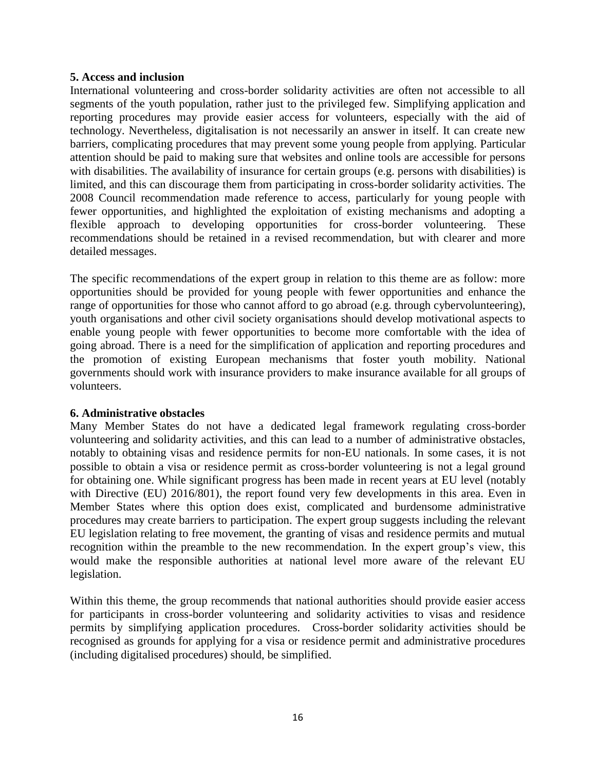**5. Access and inclusion**

International volunteering and cross-border solidarity activities are often not accessible to all segments of the youth population, rather just to the privileged few. Simplifying application and reporting procedures may provide easier access for volunteers, especially with the aid of technology. Nevertheless, digitalisation is not necessarily an answer in itself. It can create new barriers, complicating procedures that may prevent some young people from applying. Particular attention should be paid to making sure that websites and online tools are accessible for persons with disabilities. The availability of insurance for certain groups (e.g. persons with disabilities) is limited, and this can discourage them from participating in cross-border solidarity activities. The 2008 Council recommendation made reference to access, particularly for young people with fewer opportunities, and highlighted the exploitation of existing mechanisms and adopting a flexible approach to developing opportunities for cross-border volunteering. These recommendations should be retained in a revised recommendation, but with clearer and more detailed messages.

The specific recommendations of the expert group in relation to this theme are as follow: more opportunities should be provided for young people with fewer opportunities and enhance the range of opportunities for those who cannot afford to go abroad (e.g. through cybervolunteering), youth organisations and other civil society organisations should develop motivational aspects to enable young people with fewer opportunities to become more comfortable with the idea of going abroad. There is a need for the simplification of application and reporting procedures and the promotion of existing European mechanisms that foster youth mobility. National governments should work with insurance providers to make insurance available for all groups of volunteers.

**6. Administrative obstacles**

Many Member States do not have a dedicated legal framework regulating cross-border volunteering and solidarity activities, and this can lead to a number of administrative obstacles, notably to obtaining visas and residence permits for non-EU nationals. In some cases, it is not possible to obtain a visa or residence permit as cross-border volunteering is not a legal ground for obtaining one. While significant progress has been made in recent years at EU level (notably with Directive (EU) 2016/801), the report found very few developments in this area. Even in Member States where this option does exist, complicated and burdensome administrative procedures may create barriers to participation. The expert group suggests including the relevant EU legislation relating to free movement, the granting of visas and residence permits and mutual recognition within the preamble to the new recommendation. In the expert group's view, this would make the responsible authorities at national level more aware of the relevant EU legislation.

Within this theme, the group recommends that national authorities should provide easier access for participants in cross-border volunteering and solidarity activities to visas and residence permits by simplifying application procedures. Cross-border solidarity activities should be recognised as grounds for applying for a visa or residence permit and administrative procedures (including digitalised procedures) should, be simplified.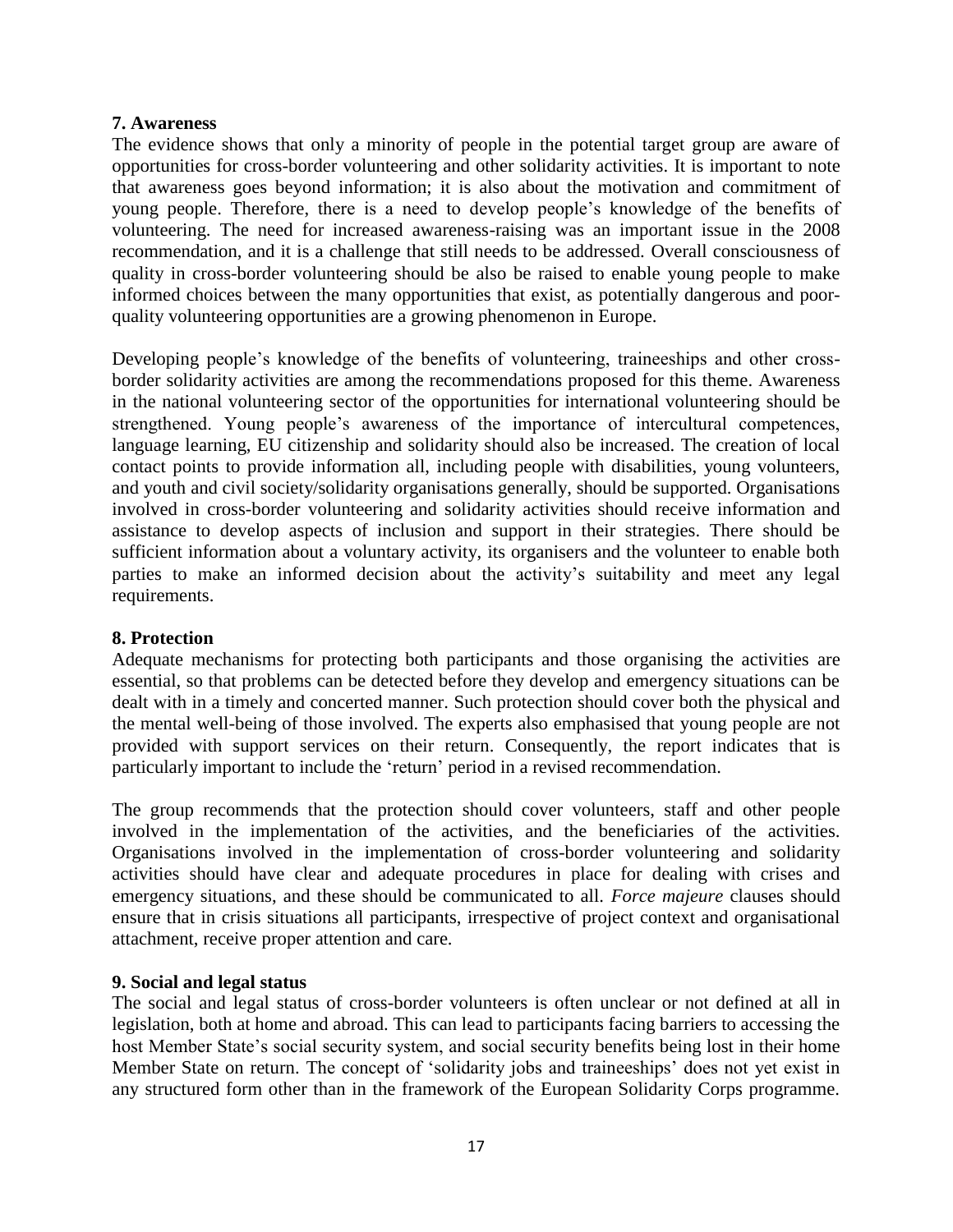**7. Awareness**

The evidence shows that only a minority of people in the potential target group are aware of opportunities for cross-border volunteering and other solidarity activities. It is important to note that awareness goes beyond information; it is also about the motivation and commitment of young people. Therefore, there is a need to develop people's knowledge of the benefits of volunteering. The need for increased awareness-raising was an important issue in the 2008 recommendation, and it is a challenge that still needs to be addressed. Overall consciousness of quality in cross-border volunteering should be also be raised to enable young people to make informed choices between the many opportunities that exist, as potentially dangerous and poor-quality volunteering opportunities are a growing phenomenon in Europe.

Developing people's knowledge of the benefits of volunteering, traineeships and other cross-border solidarity activities are among the recommendations proposed for this theme. Awareness in the national volunteering sector of the opportunities for international volunteering should be strengthened. Young people's awareness of the importance of intercultural competences, language learning, EU citizenship and solidarity should also be increased. The creation of local contact points to provide information all, including people with disabilities, young volunteers, and youth and civil society/solidarity organisations generally, should be supported. Organisations involved in cross-border volunteering and solidarity activities should receive information and assistance to develop aspects of inclusion and support in their strategies. There should be sufficient information about a voluntary activity, its organisers and the volunteer to enable both parties to make an informed decision about the activity's suitability and meet any legal requirements.

**8. Protection**

Adequate mechanisms for protecting both participants and those organising the activities are essential, so that problems can be detected before they develop and emergency situations can be dealt with in a timely and concerted manner. Such protection should cover both the physical and the mental well-being of those involved. The experts also emphasised that young people are not provided with support services on their return. Consequently, the report indicates that is particularly important to include the 'return' period in a revised recommendation.

The group recommends that the protection should cover volunteers, staff and other people involved in the implementation of the activities, and the beneficiaries of the activities. Organisations involved in the implementation of cross-border volunteering and solidarity activities should have clear and adequate procedures in place for dealing with crises and emergency situations, and these should be communicated to all. *Force majeure* clauses should ensure that in crisis situations all participants, irrespective of project context and organisational attachment, receive proper attention and care.

**9. Social and legal status**

The social and legal status of cross-border volunteers is often unclear or not defined at all in legislation, both at home and abroad. This can lead to participants facing barriers to accessing the host Member State's social security system, and social security benefits being lost in their home Member State on return. The concept of 'solidarity jobs and traineeships' does not yet exist in any structured form other than in the framework of the European Solidarity Corps programme.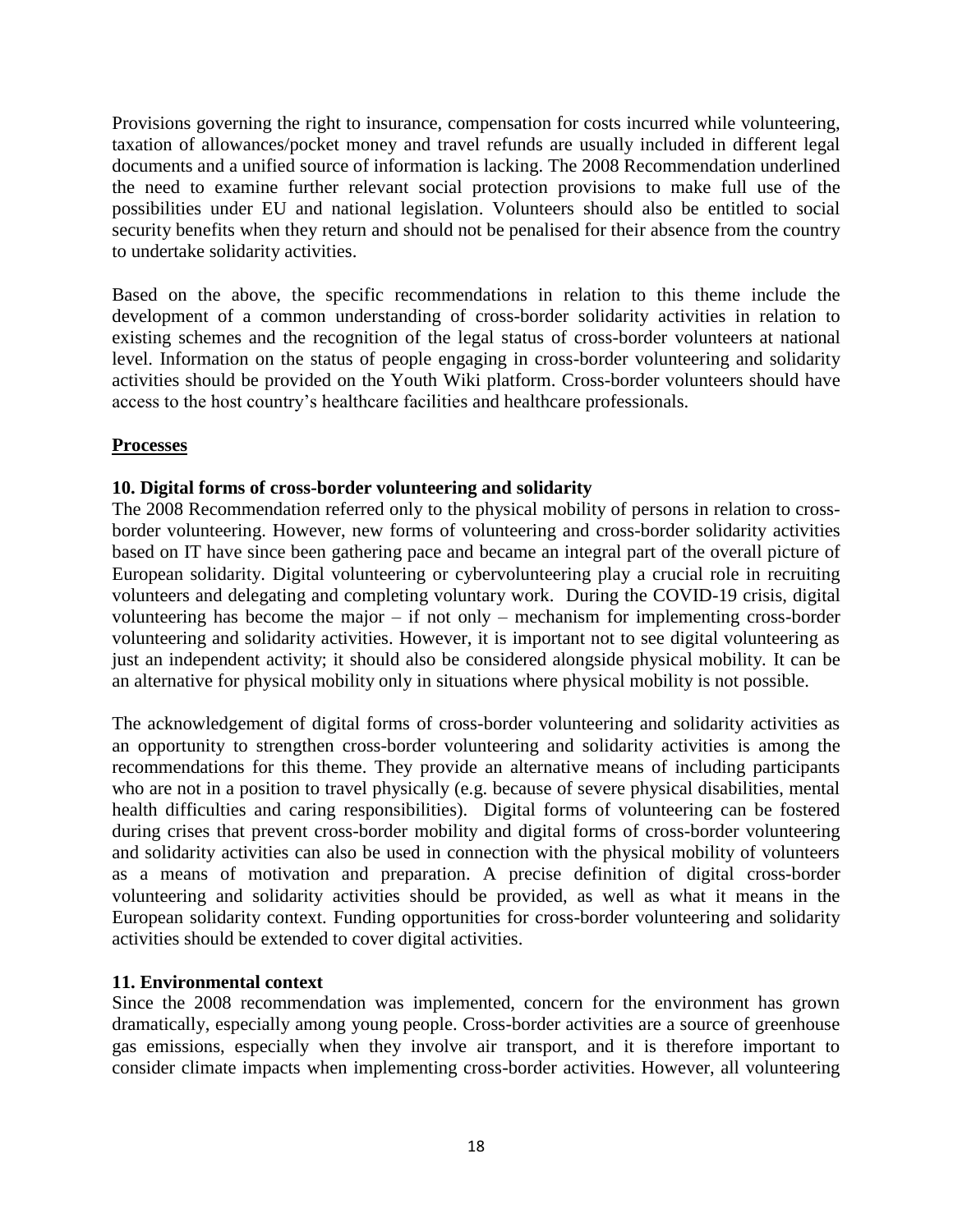Provisions governing the right to insurance, compensation for costs incurred while volunteering, taxation of allowances/pocket money and travel refunds are usually included in different legal documents and a unified source of information is lacking. The 2008 Recommendation underlined the need to examine further relevant social protection provisions to make full use of the possibilities under EU and national legislation. Volunteers should also be entitled to social security benefits when they return and should not be penalised for their absence from the country to undertake solidarity activities.

Based on the above, the specific recommendations in relation to this theme include the development of a common understanding of cross-border solidarity activities in relation to existing schemes and the recognition of the legal status of cross-border volunteers at national level. Information on the status of people engaging in cross-border volunteering and solidarity activities should be provided on the Youth Wiki platform. Cross-border volunteers should have access to the host country's healthcare facilities and healthcare professionals.

## Processes

### 10. Digital forms of cross-border volunteering and solidarity

The 2008 Recommendation referred only to the physical mobility of persons in relation to cross-border volunteering. However, new forms of volunteering and cross-border solidarity activities based on IT have since been gathering pace and became an integral part of the overall picture of European solidarity. Digital volunteering or cybervolunteering play a crucial role in recruiting volunteers and delegating and completing voluntary work. During the COVID-19 crisis, digital volunteering has become the major – if not only – mechanism for implementing cross-border volunteering and solidarity activities. However, it is important not to see digital volunteering as just an independent activity; it should also be considered alongside physical mobility. It can be an alternative for physical mobility only in situations where physical mobility is not possible.

The acknowledgement of digital forms of cross-border volunteering and solidarity activities as an opportunity to strengthen cross-border volunteering and solidarity activities is among the recommendations for this theme. They provide an alternative means of including participants who are not in a position to travel physically (e.g. because of severe physical disabilities, mental health difficulties and caring responsibilities). Digital forms of volunteering can be fostered during crises that prevent cross-border mobility and digital forms of cross-border volunteering and solidarity activities can also be used in connection with the physical mobility of volunteers as a means of motivation and preparation. A precise definition of digital cross-border volunteering and solidarity activities should be provided, as well as what it means in the European solidarity context. Funding opportunities for cross-border volunteering and solidarity activities should be extended to cover digital activities.

### 11. Environmental context

Since the 2008 recommendation was implemented, concern for the environment has grown dramatically, especially among young people. Cross-border activities are a source of greenhouse gas emissions, especially when they involve air transport, and it is therefore important to consider climate impacts when implementing cross-border activities. However, all volunteering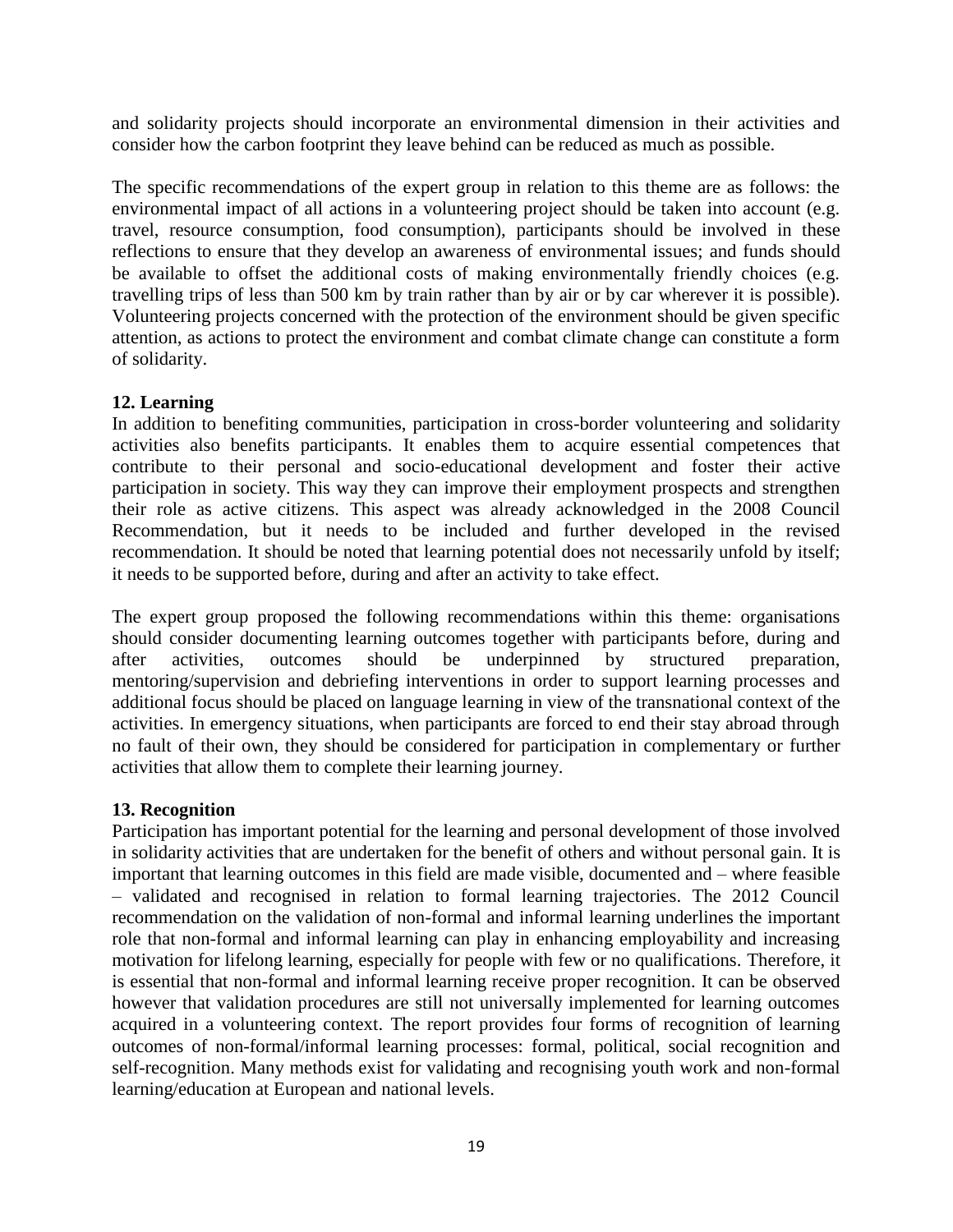and solidarity projects should incorporate an environmental dimension in their activities and consider how the carbon footprint they leave behind can be reduced as much as possible.

The specific recommendations of the expert group in relation to this theme are as follows: the environmental impact of all actions in a volunteering project should be taken into account (e.g. travel, resource consumption, food consumption), participants should be involved in these reflections to ensure that they develop an awareness of environmental issues; and funds should be available to offset the additional costs of making environmentally friendly choices (e.g. travelling trips of less than 500 km by train rather than by air or by car wherever it is possible). Volunteering projects concerned with the protection of the environment should be given specific attention, as actions to protect the environment and combat climate change can constitute a form of solidarity.

**12. Learning**

In addition to benefiting communities, participation in cross-border volunteering and solidarity activities also benefits participants. It enables them to acquire essential competences that contribute to their personal and socio-educational development and foster their active participation in society. This way they can improve their employment prospects and strengthen their role as active citizens. This aspect was already acknowledged in the 2008 Council Recommendation, but it needs to be included and further developed in the revised recommendation. It should be noted that learning potential does not necessarily unfold by itself; it needs to be supported before, during and after an activity to take effect.

The expert group proposed the following recommendations within this theme: organisations should consider documenting learning outcomes together with participants before, during and after activities, outcomes should be underpinned by structured preparation, mentoring/supervision and debriefing interventions in order to support learning processes and additional focus should be placed on language learning in view of the transnational context of the activities. In emergency situations, when participants are forced to end their stay abroad through no fault of their own, they should be considered for participation in complementary or further activities that allow them to complete their learning journey.

**13. Recognition**

Participation has important potential for the learning and personal development of those involved in solidarity activities that are undertaken for the benefit of others and without personal gain. It is important that learning outcomes in this field are made visible, documented and – where feasible – validated and recognised in relation to formal learning trajectories. The 2012 Council recommendation on the validation of non-formal and informal learning underlines the important role that non-formal and informal learning can play in enhancing employability and increasing motivation for lifelong learning, especially for people with few or no qualifications. Therefore, it is essential that non-formal and informal learning receive proper recognition. It can be observed however that validation procedures are still not universally implemented for learning outcomes acquired in a volunteering context. The report provides four forms of recognition of learning outcomes of non-formal/informal learning processes: formal, political, social recognition and self-recognition. Many methods exist for validating and recognising youth work and non-formal learning/education at European and national levels.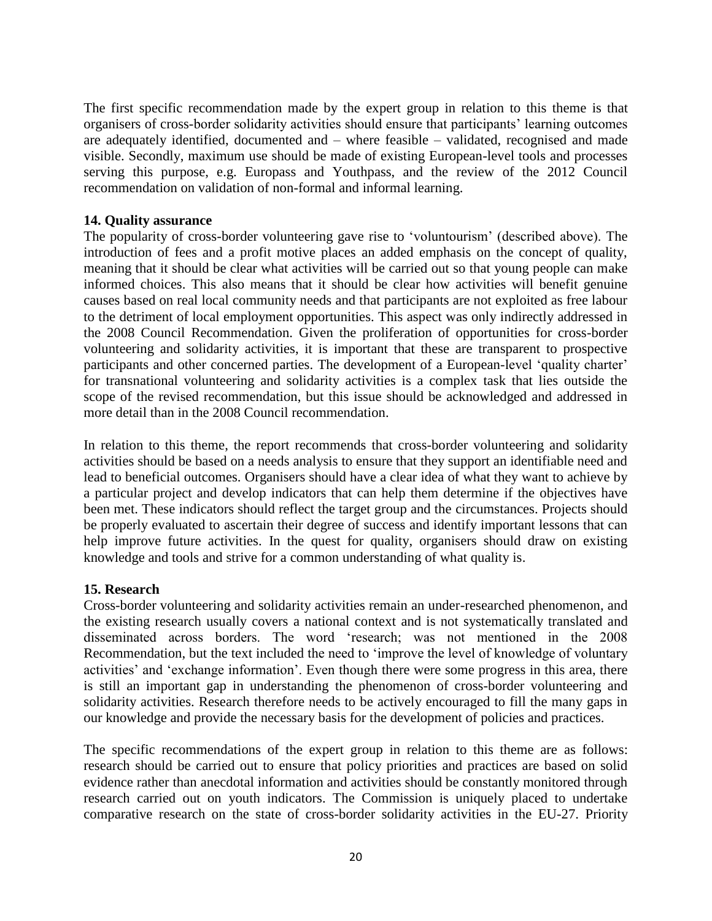The first specific recommendation made by the expert group in relation to this theme is that organisers of cross-border solidarity activities should ensure that participants' learning outcomes are adequately identified, documented and – where feasible – validated, recognised and made visible. Secondly, maximum use should be made of existing European-level tools and processes serving this purpose, e.g. Europass and Youthpass, and the review of the 2012 Council recommendation on validation of non-formal and informal learning.

**14. Quality assurance**

The popularity of cross-border volunteering gave rise to 'voluntourism' (described above). The introduction of fees and a profit motive places an added emphasis on the concept of quality, meaning that it should be clear what activities will be carried out so that young people can make informed choices. This also means that it should be clear how activities will benefit genuine causes based on real local community needs and that participants are not exploited as free labour to the detriment of local employment opportunities. This aspect was only indirectly addressed in the 2008 Council Recommendation. Given the proliferation of opportunities for cross-border volunteering and solidarity activities, it is important that these are transparent to prospective participants and other concerned parties. The development of a European-level 'quality charter' for transnational volunteering and solidarity activities is a complex task that lies outside the scope of the revised recommendation, but this issue should be acknowledged and addressed in more detail than in the 2008 Council recommendation.

In relation to this theme, the report recommends that cross-border volunteering and solidarity activities should be based on a needs analysis to ensure that they support an identifiable need and lead to beneficial outcomes. Organisers should have a clear idea of what they want to achieve by a particular project and develop indicators that can help them determine if the objectives have been met. These indicators should reflect the target group and the circumstances. Projects should be properly evaluated to ascertain their degree of success and identify important lessons that can help improve future activities. In the quest for quality, organisers should draw on existing knowledge and tools and strive for a common understanding of what quality is.

**15. Research**

Cross-border volunteering and solidarity activities remain an under-researched phenomenon, and the existing research usually covers a national context and is not systematically translated and disseminated across borders. The word 'research; was not mentioned in the 2008 Recommendation, but the text included the need to 'improve the level of knowledge of voluntary activities' and 'exchange information'. Even though there were some progress in this area, there is still an important gap in understanding the phenomenon of cross-border volunteering and solidarity activities. Research therefore needs to be actively encouraged to fill the many gaps in our knowledge and provide the necessary basis for the development of policies and practices.

The specific recommendations of the expert group in relation to this theme are as follows: research should be carried out to ensure that policy priorities and practices are based on solid evidence rather than anecdotal information and activities should be constantly monitored through research carried out on youth indicators. The Commission is uniquely placed to undertake comparative research on the state of cross-border solidarity activities in the EU-27. Priority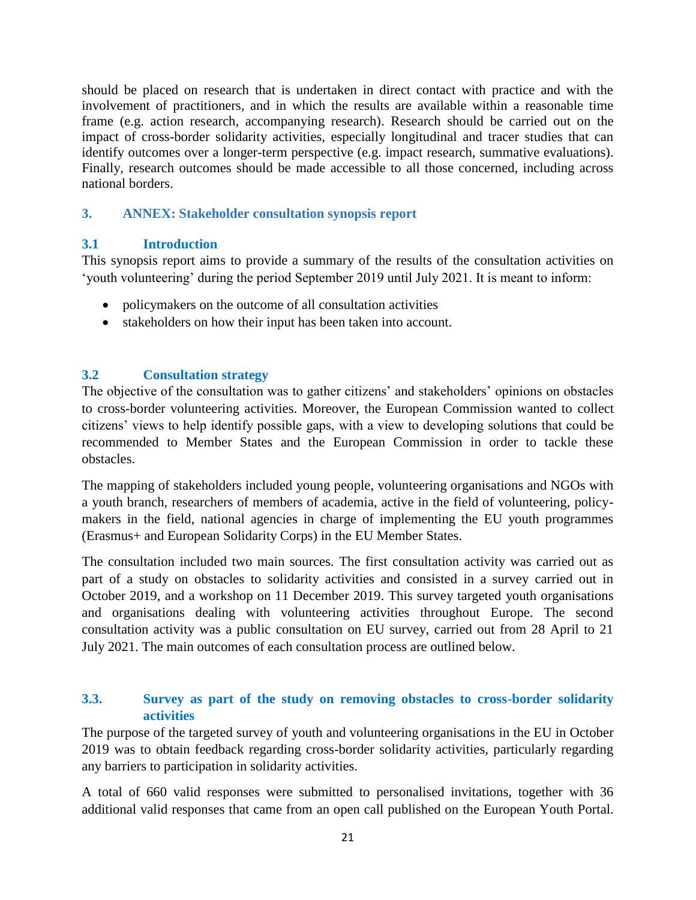should be placed on research that is undertaken in direct contact with practice and with the involvement of practitioners, and in which the results are available within a reasonable time frame (e.g. action research, accompanying research). Research should be carried out on the impact of cross-border solidarity activities, especially longitudinal and tracer studies that can identify outcomes over a longer-term perspective (e.g. impact research, summative evaluations). Finally, research outcomes should be made accessible to all those concerned, including across national borders.

## 3. ANNEX: Stakeholder consultation synopsis report

### 3.1 Introduction

This synopsis report aims to provide a summary of the results of the consultation activities on 'youth volunteering' during the period September 2019 until July 2021. It is meant to inform:

- policymakers on the outcome of all consultation activities
- stakeholders on how their input has been taken into account.

### 3.2 Consultation strategy

The objective of the consultation was to gather citizens' and stakeholders' opinions on obstacles to cross-border volunteering activities. Moreover, the European Commission wanted to collect citizens' views to help identify possible gaps, with a view to developing solutions that could be recommended to Member States and the European Commission in order to tackle these obstacles.

The mapping of stakeholders included young people, volunteering organisations and NGOs with a youth branch, researchers of members of academia, active in the field of volunteering, policy-makers in the field, national agencies in charge of implementing the EU youth programmes (Erasmus+ and European Solidarity Corps) in the EU Member States.

The consultation included two main sources. The first consultation activity was carried out as part of a study on obstacles to solidarity activities and consisted in a survey carried out in October 2019, and a workshop on 11 December 2019. This survey targeted youth organisations and organisations dealing with volunteering activities throughout Europe. The second consultation activity was a public consultation on EU survey, carried out from 28 April to 21 July 2021. The main outcomes of each consultation process are outlined below.

### 3.3. Survey as part of the study on removing obstacles to cross-border solidarity activities

The purpose of the targeted survey of youth and volunteering organisations in the EU in October 2019 was to obtain feedback regarding cross-border solidarity activities, particularly regarding any barriers to participation in solidarity activities.

A total of 660 valid responses were submitted to personalised invitations, together with 36 additional valid responses that came from an open call published on the European Youth Portal.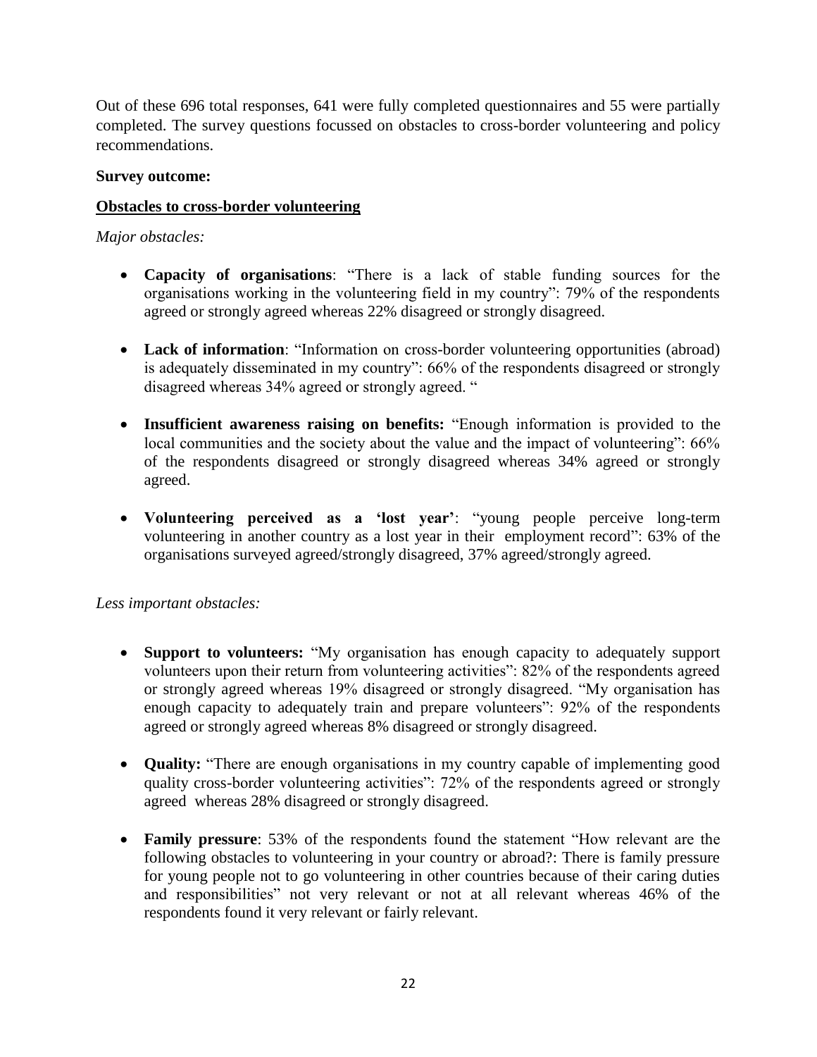Out of these 696 total responses, 641 were fully completed questionnaires and 55 were partially completed. The survey questions focussed on obstacles to cross-border volunteering and policy recommendations.

**Survey outcome:**

**Obstacles to cross-border volunteering**

*Major obstacles:*

- **Capacity of organisations**: "There is a lack of stable funding sources for the organisations working in the volunteering field in my country": 79% of the respondents agreed or strongly agreed whereas 22% disagreed or strongly disagreed.

- **Lack of information**: "Information on cross-border volunteering opportunities (abroad) is adequately disseminated in my country": 66% of the respondents disagreed or strongly disagreed whereas 34% agreed or strongly agreed. "

- **Insufficient awareness raising on benefits:** "Enough information is provided to the local communities and the society about the value and the impact of volunteering": 66% of the respondents disagreed or strongly disagreed whereas 34% agreed or strongly agreed.

- **Volunteering perceived as a 'lost year'**: "young people perceive long-term volunteering in another country as a lost year in their employment record": 63% of the organisations surveyed agreed/strongly disagreed, 37% agreed/strongly agreed.

*Less important obstacles:*

- **Support to volunteers:** "My organisation has enough capacity to adequately support volunteers upon their return from volunteering activities": 82% of the respondents agreed or strongly agreed whereas 19% disagreed or strongly disagreed. "My organisation has enough capacity to adequately train and prepare volunteers": 92% of the respondents agreed or strongly agreed whereas 8% disagreed or strongly disagreed.

- **Quality:** "There are enough organisations in my country capable of implementing good quality cross-border volunteering activities": 72% of the respondents agreed or strongly agreed whereas 28% disagreed or strongly disagreed.

- **Family pressure**: 53% of the respondents found the statement "How relevant are the following obstacles to volunteering in your country or abroad?: There is family pressure for young people not to go volunteering in other countries because of their caring duties and responsibilities" not very relevant or not at all relevant whereas 46% of the respondents found it very relevant or fairly relevant.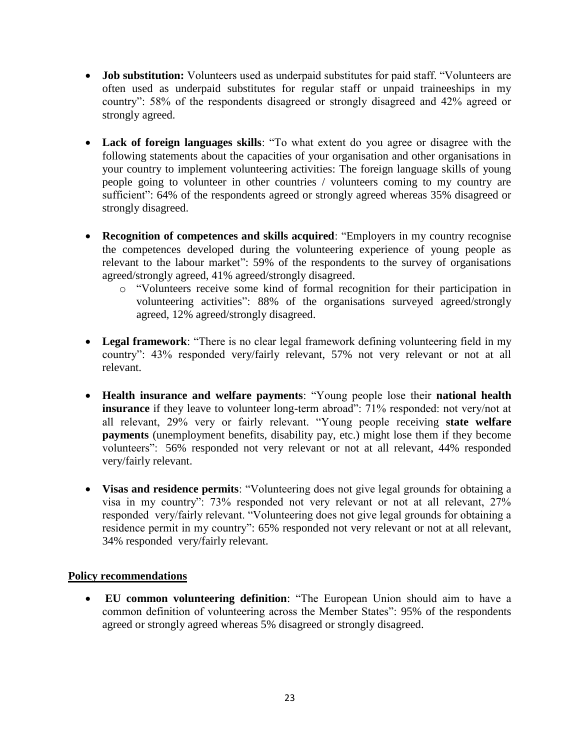- **Job substitution:** Volunteers used as underpaid substitutes for paid staff. "Volunteers are often used as underpaid substitutes for regular staff or unpaid traineeships in my country": 58% of the respondents disagreed or strongly disagreed and 42% agreed or strongly agreed.

- **Lack of foreign languages skills**: "To what extent do you agree or disagree with the following statements about the capacities of your organisation and other organisations in your country to implement volunteering activities: The foreign language skills of young people going to volunteer in other countries / volunteers coming to my country are sufficient": 64% of the respondents agreed or strongly agreed whereas 35% disagreed or strongly disagreed.

- **Recognition of competences and skills acquired**: "Employers in my country recognise the competences developed during the volunteering experience of young people as relevant to the labour market": 59% of the respondents to the survey of organisations agreed/strongly agreed, 41% agreed/strongly disagreed.
    - "Volunteers receive some kind of formal recognition for their participation in volunteering activities": 88% of the organisations surveyed agreed/strongly agreed, 12% agreed/strongly disagreed.

- **Legal framework**: "There is no clear legal framework defining volunteering field in my country": 43% responded very/fairly relevant, 57% not very relevant or not at all relevant.

- **Health insurance and welfare payments**: "Young people lose their **national health insurance** if they leave to volunteer long-term abroad": 71% responded: not very/not at all relevant, 29% very or fairly relevant. "Young people receiving **state welfare payments** (unemployment benefits, disability pay, etc.) might lose them if they become volunteers": 56% responded not very relevant or not at all relevant, 44% responded very/fairly relevant.

- **Visas and residence permits**: "Volunteering does not give legal grounds for obtaining a visa in my country": 73% responded not very relevant or not at all relevant, 27% responded very/fairly relevant. "Volunteering does not give legal grounds for obtaining a residence permit in my country": 65% responded not very relevant or not at all relevant, 34% responded very/fairly relevant.

**Policy recommendations**

- **EU common volunteering definition**: "The European Union should aim to have a common definition of volunteering across the Member States": 95% of the respondents agreed or strongly agreed whereas 5% disagreed or strongly disagreed.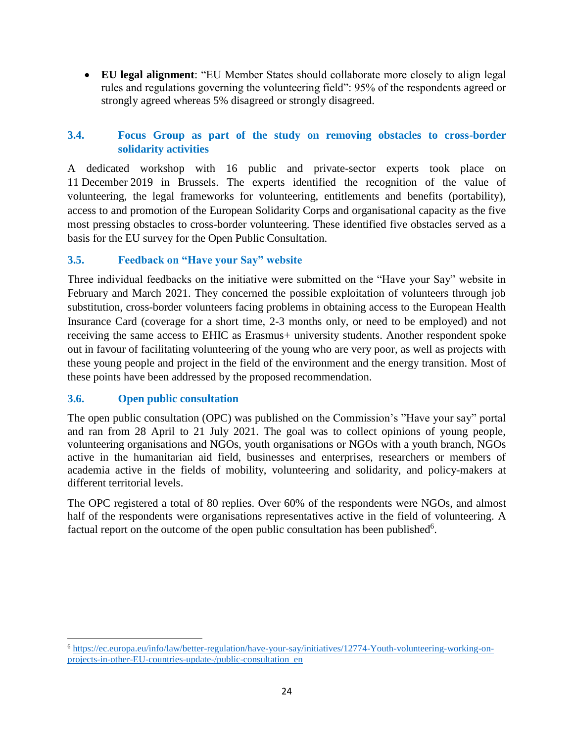- **EU legal alignment**: "EU Member States should collaborate more closely to align legal rules and regulations governing the volunteering field": 95% of the respondents agreed or strongly agreed whereas 5% disagreed or strongly disagreed.

### 3.4. Focus Group as part of the study on removing obstacles to cross-border solidarity activities

A dedicated workshop with 16 public and private-sector experts took place on 11 December 2019 in Brussels. The experts identified the recognition of the value of volunteering, the legal frameworks for volunteering, entitlements and benefits (portability), access to and promotion of the European Solidarity Corps and organisational capacity as the five most pressing obstacles to cross-border volunteering. These identified five obstacles served as a basis for the EU survey for the Open Public Consultation.

### 3.5. Feedback on "Have your Say" website

Three individual feedbacks on the initiative were submitted on the "Have your Say" website in February and March 2021. They concerned the possible exploitation of volunteers through job substitution, cross-border volunteers facing problems in obtaining access to the European Health Insurance Card (coverage for a short time, 2-3 months only, or need to be employed) and not receiving the same access to EHIC as Erasmus+ university students. Another respondent spoke out in favour of facilitating volunteering of the young who are very poor, as well as projects with these young people and project in the field of the environment and the energy transition. Most of these points have been addressed by the proposed recommendation.

### 3.6. Open public consultation

The open public consultation (OPC) was published on the Commission's "Have your say" portal and ran from 28 April to 21 July 2021. The goal was to collect opinions of young people, volunteering organisations and NGOs, youth organisations or NGOs with a youth branch, NGOs active in the humanitarian aid field, businesses and enterprises, researchers or members of academia active in the fields of mobility, volunteering and solidarity, and policy-makers at different territorial levels.

The OPC registered a total of 80 replies. Over 60% of the respondents were NGOs, and almost half of the respondents were organisations representatives active in the field of volunteering. A factual report on the outcome of the open public consultation has been published[6].

---

[6] https://ec.europa.eu/info/law/better-regulation/have-your-say/initiatives/12774-Youth-volunteering-working-on-projects-in-other-EU-countries-update-/public-consultation_en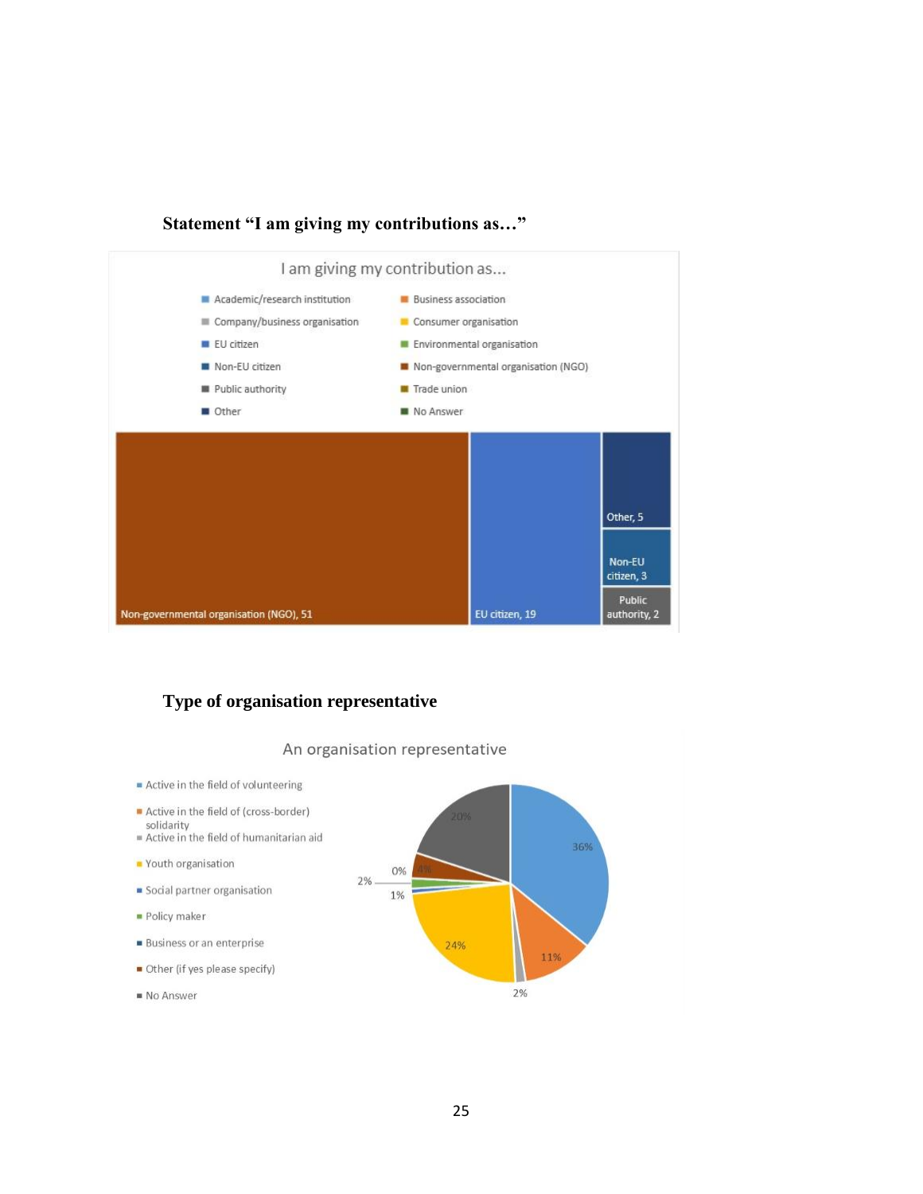**Statement "I am giving my contributions as…"**

I am giving my contribution as...

- Academic/research institution
- Business association
- Company/business organisation
- Consumer organisation
- EU citizen
- Environmental organisation
- Non-EU citizen
- Non-governmental organisation (NGO)
- Public authority
- Trade union
- Other
- No Answer

Non-governmental organisation (NGO), 51
EU citizen, 19
Other, 5
Non-EU citizen, 3
Public authority, 2

**Type of organisation representative**

An organisation representative

- Active in the field of volunteering
- Active in the field of (cross-border) solidarity
- Active in the field of humanitarian aid
- Youth organisation
- Social partner organisation
- Policy maker
- Business or an enterprise
- Other (if yes please specify)
- No Answer

36%
11%
2%
24%
1%
2%
0%
4%
20%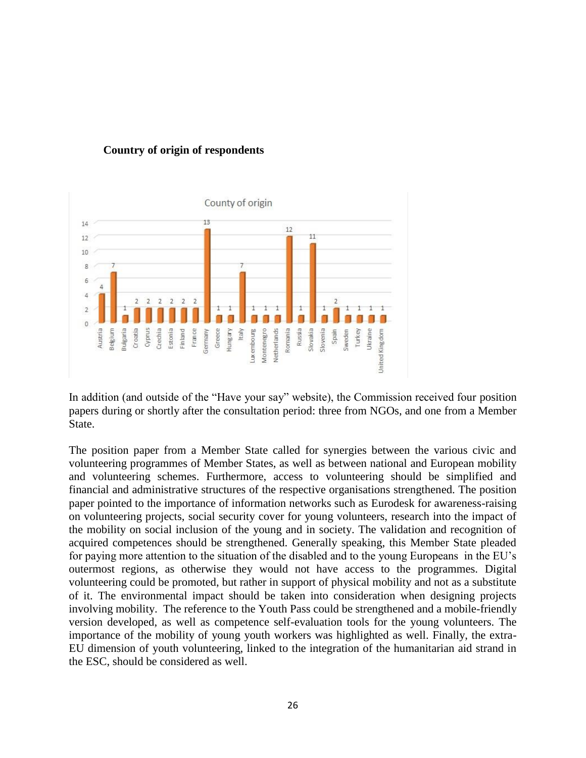**Country of origin of respondents**

County of origin

| Country | Respondents |
| --- | --- |
| Austria | 4 |
| Belgium | 7 |
| Bulgaria | 1 |
| Croatia | 2 |
| Cyprus | 2 |
| Czechia | 2 |
| Estonia | 2 |
| Finland | 2 |
| France | 2 |
| Germany | 13 |
| Greece | 1 |
| Hungary | 1 |
| Italy | 7 |
| Luxembourg | 1 |
| Montenegro | 1 |
| Netherlands | 1 |
| Romania | 12 |
| Russia | 1 |
| Slovakia | 11 |
| Slovenia | 1 |
| Spain | 2 |
| Sweden | 1 |
| Turkey | 1 |
| Ukraine | 1 |
| United Kingdom | 1 |

In addition (and outside of the "Have your say" website), the Commission received four position papers during or shortly after the consultation period: three from NGOs, and one from a Member State.

The position paper from a Member State called for synergies between the various civic and volunteering programmes of Member States, as well as between national and European mobility and volunteering schemes. Furthermore, access to volunteering should be simplified and financial and administrative structures of the respective organisations strengthened. The position paper pointed to the importance of information networks such as Eurodesk for awareness-raising on volunteering projects, social security cover for young volunteers, research into the impact of the mobility on social inclusion of the young and in society. The validation and recognition of acquired competences should be strengthened. Generally speaking, this Member State pleaded for paying more attention to the situation of the disabled and to the young Europeans in the EU's outermost regions, as otherwise they would not have access to the programmes. Digital volunteering could be promoted, but rather in support of physical mobility and not as a substitute of it. The environmental impact should be taken into consideration when designing projects involving mobility. The reference to the Youth Pass could be strengthened and a mobile-friendly version developed, as well as competence self-evaluation tools for the young volunteers. The importance of the mobility of young youth workers was highlighted as well. Finally, the extra-EU dimension of youth volunteering, linked to the integration of the humanitarian aid strand in the ESC, should be considered as well.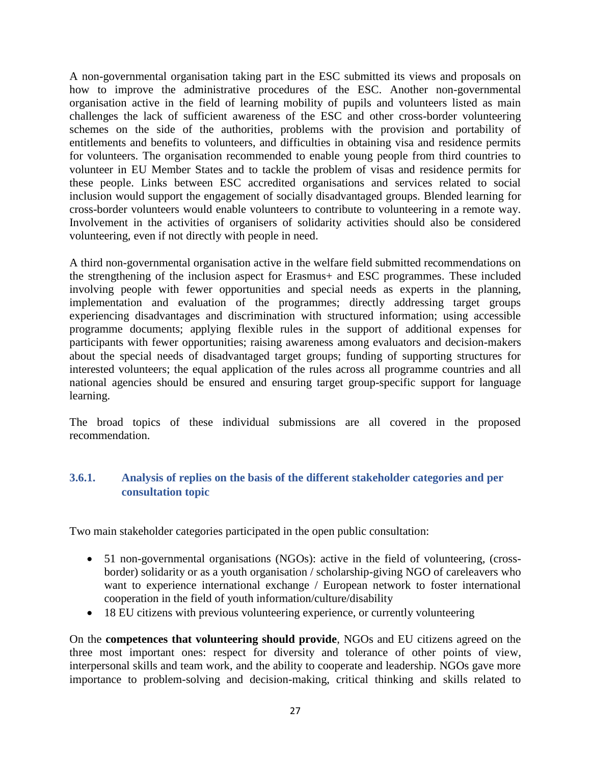A non-governmental organisation taking part in the ESC submitted its views and proposals on how to improve the administrative procedures of the ESC. Another non-governmental organisation active in the field of learning mobility of pupils and volunteers listed as main challenges the lack of sufficient awareness of the ESC and other cross-border volunteering schemes on the side of the authorities, problems with the provision and portability of entitlements and benefits to volunteers, and difficulties in obtaining visa and residence permits for volunteers. The organisation recommended to enable young people from third countries to volunteer in EU Member States and to tackle the problem of visas and residence permits for these people. Links between ESC accredited organisations and services related to social inclusion would support the engagement of socially disadvantaged groups. Blended learning for cross-border volunteers would enable volunteers to contribute to volunteering in a remote way. Involvement in the activities of organisers of solidarity activities should also be considered volunteering, even if not directly with people in need.

A third non-governmental organisation active in the welfare field submitted recommendations on the strengthening of the inclusion aspect for Erasmus+ and ESC programmes. These included involving people with fewer opportunities and special needs as experts in the planning, implementation and evaluation of the programmes; directly addressing target groups experiencing disadvantages and discrimination with structured information; using accessible programme documents; applying flexible rules in the support of additional expenses for participants with fewer opportunities; raising awareness among evaluators and decision-makers about the special needs of disadvantaged target groups; funding of supporting structures for interested volunteers; the equal application of the rules across all programme countries and all national agencies should be ensured and ensuring target group-specific support for language learning.

The broad topics of these individual submissions are all covered in the proposed recommendation.

### 3.6.1. Analysis of replies on the basis of the different stakeholder categories and per consultation topic

Two main stakeholder categories participated in the open public consultation:

- 51 non-governmental organisations (NGOs): active in the field of volunteering, (cross-border) solidarity or as a youth organisation / scholarship-giving NGO of careleavers who want to experience international exchange / European network to foster international cooperation in the field of youth information/culture/disability
- 18 EU citizens with previous volunteering experience, or currently volunteering

On the **competences that volunteering should provide**, NGOs and EU citizens agreed on the three most important ones: respect for diversity and tolerance of other points of view, interpersonal skills and team work, and the ability to cooperate and leadership. NGOs gave more importance to problem-solving and decision-making, critical thinking and skills related to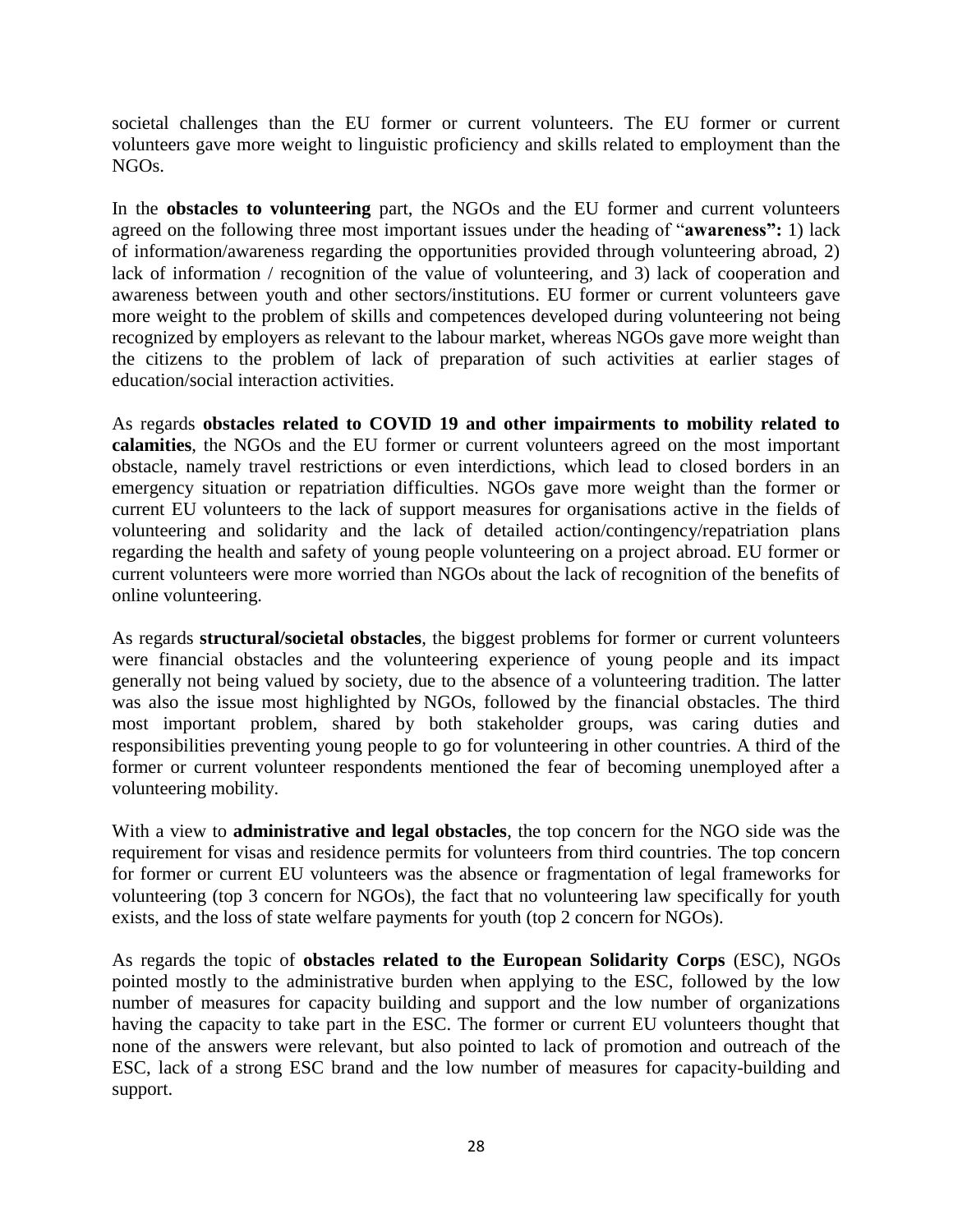societal challenges than the EU former or current volunteers. The EU former or current volunteers gave more weight to linguistic proficiency and skills related to employment than the NGOs.

In the **obstacles to volunteering** part, the NGOs and the EU former and current volunteers agreed on the following three most important issues under the heading of "**awareness":** 1) lack of information/awareness regarding the opportunities provided through volunteering abroad, 2) lack of information / recognition of the value of volunteering, and 3) lack of cooperation and awareness between youth and other sectors/institutions. EU former or current volunteers gave more weight to the problem of skills and competences developed during volunteering not being recognized by employers as relevant to the labour market, whereas NGOs gave more weight than the citizens to the problem of lack of preparation of such activities at earlier stages of education/social interaction activities.

As regards **obstacles related to COVID 19 and other impairments to mobility related to calamities**, the NGOs and the EU former or current volunteers agreed on the most important obstacle, namely travel restrictions or even interdictions, which lead to closed borders in an emergency situation or repatriation difficulties. NGOs gave more weight than the former or current EU volunteers to the lack of support measures for organisations active in the fields of volunteering and solidarity and the lack of detailed action/contingency/repatriation plans regarding the health and safety of young people volunteering on a project abroad. EU former or current volunteers were more worried than NGOs about the lack of recognition of the benefits of online volunteering.

As regards **structural/societal obstacles**, the biggest problems for former or current volunteers were financial obstacles and the volunteering experience of young people and its impact generally not being valued by society, due to the absence of a volunteering tradition. The latter was also the issue most highlighted by NGOs, followed by the financial obstacles. The third most important problem, shared by both stakeholder groups, was caring duties and responsibilities preventing young people to go for volunteering in other countries. A third of the former or current volunteer respondents mentioned the fear of becoming unemployed after a volunteering mobility.

With a view to **administrative and legal obstacles**, the top concern for the NGO side was the requirement for visas and residence permits for volunteers from third countries. The top concern for former or current EU volunteers was the absence or fragmentation of legal frameworks for volunteering (top 3 concern for NGOs), the fact that no volunteering law specifically for youth exists, and the loss of state welfare payments for youth (top 2 concern for NGOs).

As regards the topic of **obstacles related to the European Solidarity Corps** (ESC), NGOs pointed mostly to the administrative burden when applying to the ESC, followed by the low number of measures for capacity building and support and the low number of organizations having the capacity to take part in the ESC. The former or current EU volunteers thought that none of the answers were relevant, but also pointed to lack of promotion and outreach of the ESC, lack of a strong ESC brand and the low number of measures for capacity-building and support.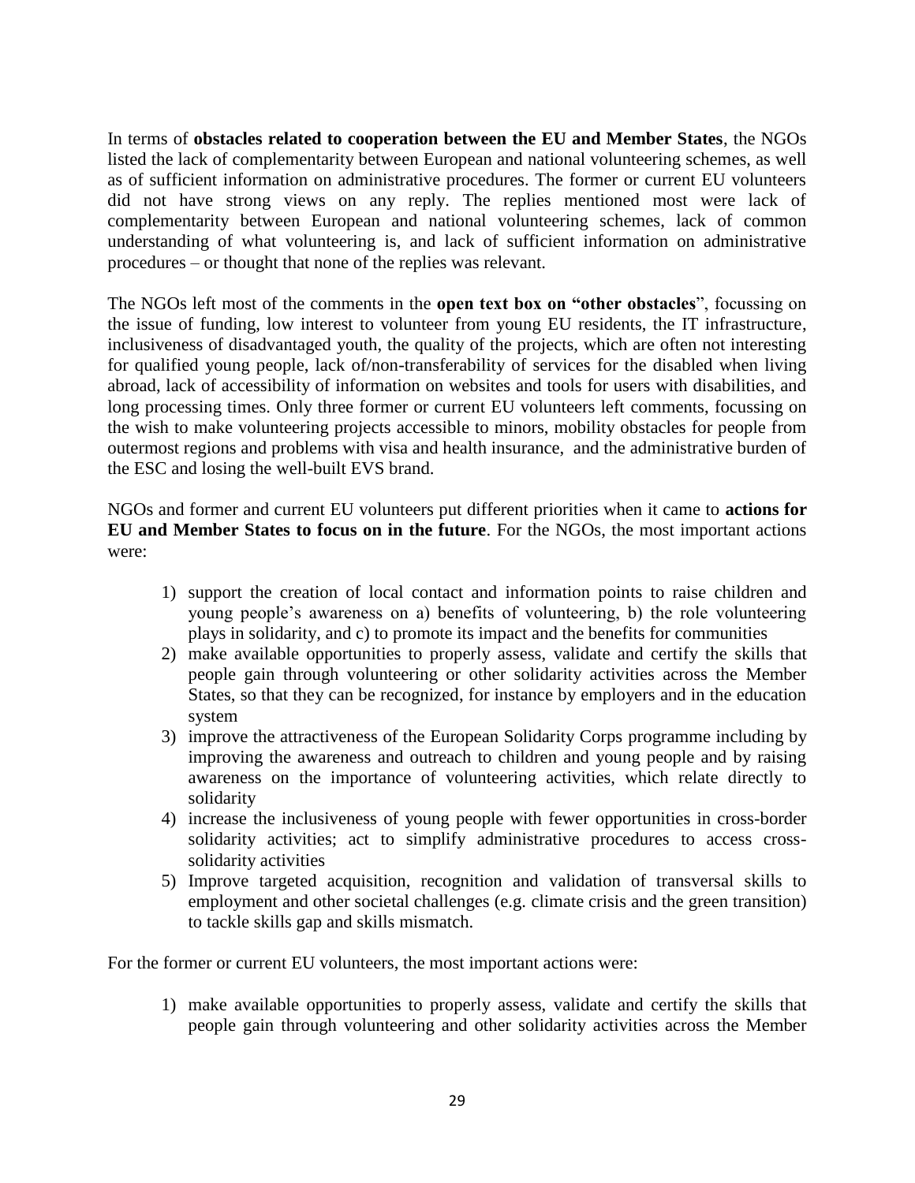In terms of **obstacles related to cooperation between the EU and Member States**, the NGOs listed the lack of complementarity between European and national volunteering schemes, as well as of sufficient information on administrative procedures. The former or current EU volunteers did not have strong views on any reply. The replies mentioned most were lack of complementarity between European and national volunteering schemes, lack of common understanding of what volunteering is, and lack of sufficient information on administrative procedures – or thought that none of the replies was relevant.

The NGOs left most of the comments in the **open text box on "other obstacles**", focussing on the issue of funding, low interest to volunteer from young EU residents, the IT infrastructure, inclusiveness of disadvantaged youth, the quality of the projects, which are often not interesting for qualified young people, lack of/non-transferability of services for the disabled when living abroad, lack of accessibility of information on websites and tools for users with disabilities, and long processing times. Only three former or current EU volunteers left comments, focussing on the wish to make volunteering projects accessible to minors, mobility obstacles for people from outermost regions and problems with visa and health insurance, and the administrative burden of the ESC and losing the well-built EVS brand.

NGOs and former and current EU volunteers put different priorities when it came to **actions for EU and Member States to focus on in the future**. For the NGOs, the most important actions were:

1) support the creation of local contact and information points to raise children and young people's awareness on a) benefits of volunteering, b) the role volunteering plays in solidarity, and c) to promote its impact and the benefits for communities
2) make available opportunities to properly assess, validate and certify the skills that people gain through volunteering or other solidarity activities across the Member States, so that they can be recognized, for instance by employers and in the education system
3) improve the attractiveness of the European Solidarity Corps programme including by improving the awareness and outreach to children and young people and by raising awareness on the importance of volunteering activities, which relate directly to solidarity
4) increase the inclusiveness of young people with fewer opportunities in cross-border solidarity activities; act to simplify administrative procedures to access cross-solidarity activities
5) Improve targeted acquisition, recognition and validation of transversal skills to employment and other societal challenges (e.g. climate crisis and the green transition) to tackle skills gap and skills mismatch.

For the former or current EU volunteers, the most important actions were:

1) make available opportunities to properly assess, validate and certify the skills that people gain through volunteering and other solidarity activities across the Member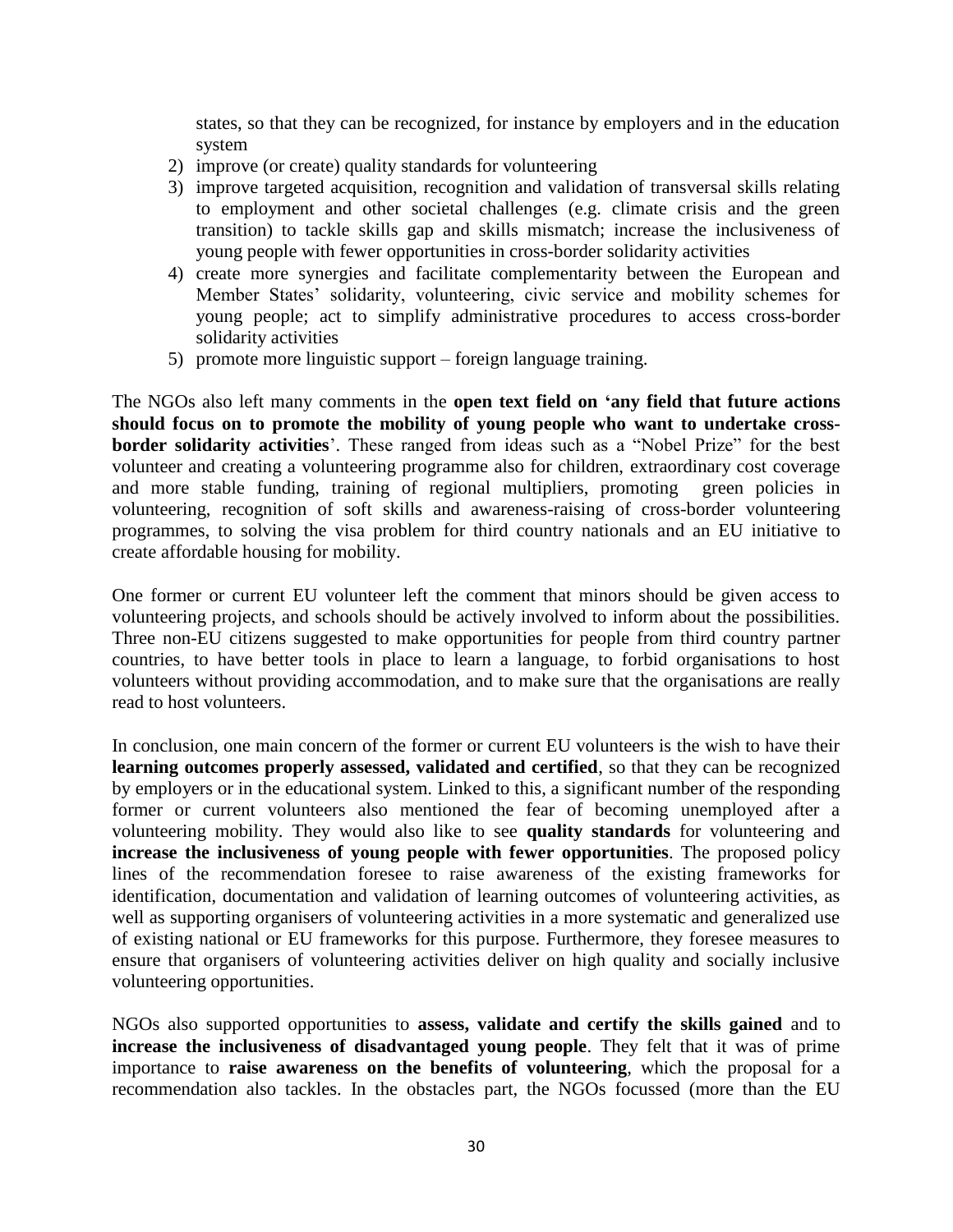states, so that they can be recognized, for instance by employers and in the education system

2) improve (or create) quality standards for volunteering
3) improve targeted acquisition, recognition and validation of transversal skills relating to employment and other societal challenges (e.g. climate crisis and the green transition) to tackle skills gap and skills mismatch; increase the inclusiveness of young people with fewer opportunities in cross-border solidarity activities
4) create more synergies and facilitate complementarity between the European and Member States' solidarity, volunteering, civic service and mobility schemes for young people; act to simplify administrative procedures to access cross-border solidarity activities
5) promote more linguistic support – foreign language training.

The NGOs also left many comments in the **open text field on 'any field that future actions should focus on to promote the mobility of young people who want to undertake cross-border solidarity activities**'. These ranged from ideas such as a "Nobel Prize" for the best volunteer and creating a volunteering programme also for children, extraordinary cost coverage and more stable funding, training of regional multipliers, promoting green policies in volunteering, recognition of soft skills and awareness-raising of cross-border volunteering programmes, to solving the visa problem for third country nationals and an EU initiative to create affordable housing for mobility.

One former or current EU volunteer left the comment that minors should be given access to volunteering projects, and schools should be actively involved to inform about the possibilities. Three non-EU citizens suggested to make opportunities for people from third country partner countries, to have better tools in place to learn a language, to forbid organisations to host volunteers without providing accommodation, and to make sure that the organisations are really read to host volunteers.

In conclusion, one main concern of the former or current EU volunteers is the wish to have their **learning outcomes properly assessed, validated and certified**, so that they can be recognized by employers or in the educational system. Linked to this, a significant number of the responding former or current volunteers also mentioned the fear of becoming unemployed after a volunteering mobility. They would also like to see **quality standards** for volunteering and **increase the inclusiveness of young people with fewer opportunities**. The proposed policy lines of the recommendation foresee to raise awareness of the existing frameworks for identification, documentation and validation of learning outcomes of volunteering activities, as well as supporting organisers of volunteering activities in a more systematic and generalized use of existing national or EU frameworks for this purpose. Furthermore, they foresee measures to ensure that organisers of volunteering activities deliver on high quality and socially inclusive volunteering opportunities.

NGOs also supported opportunities to **assess, validate and certify the skills gained** and to **increase the inclusiveness of disadvantaged young people**. They felt that it was of prime importance to **raise awareness on the benefits of volunteering**, which the proposal for a recommendation also tackles. In the obstacles part, the NGOs focussed (more than the EU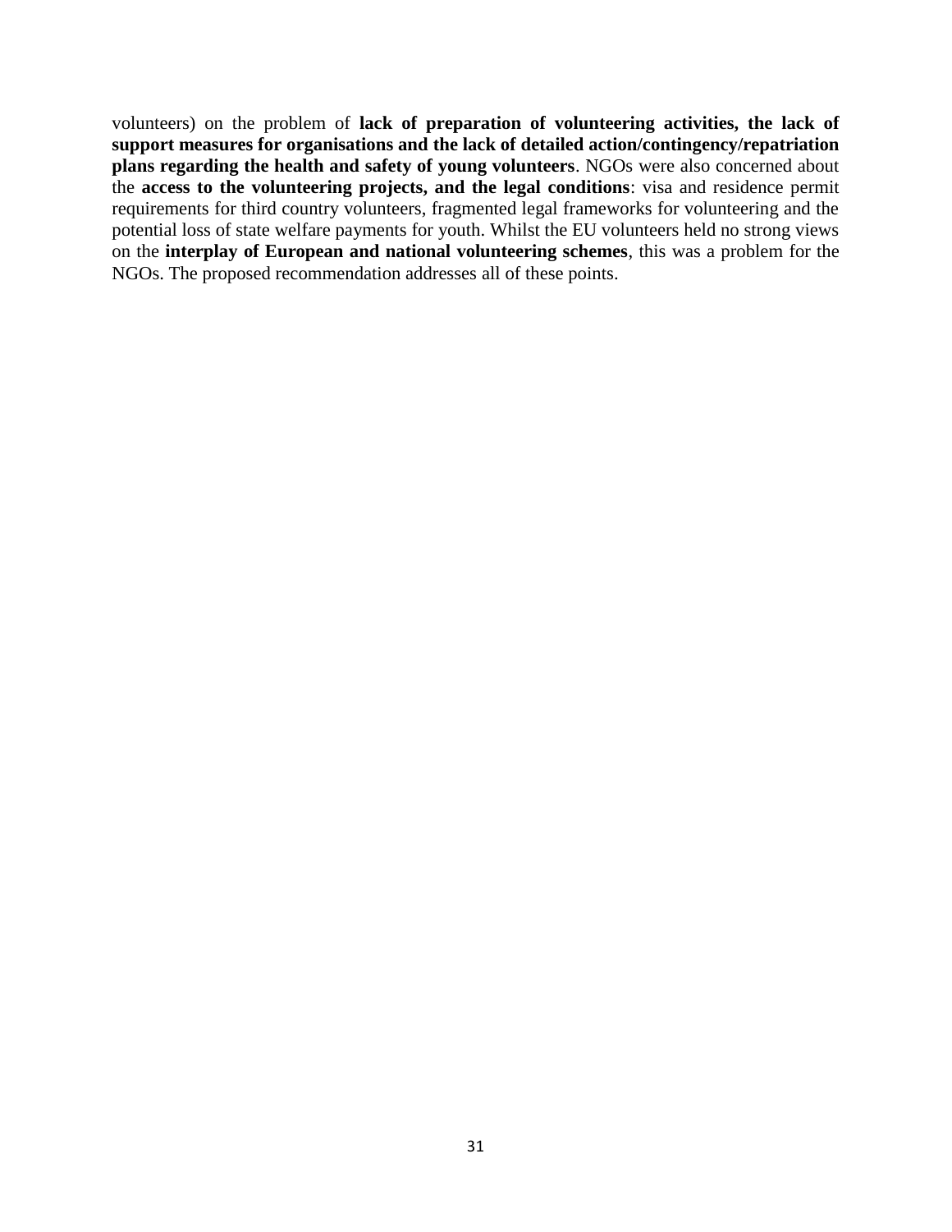volunteers) on the problem of **lack of preparation of volunteering activities, the lack of support measures for organisations and the lack of detailed action/contingency/repatriation plans regarding the health and safety of young volunteers**. NGOs were also concerned about the **access to the volunteering projects, and the legal conditions**: visa and residence permit requirements for third country volunteers, fragmented legal frameworks for volunteering and the potential loss of state welfare payments for youth. Whilst the EU volunteers held no strong views on the **interplay of European and national volunteering schemes**, this was a problem for the NGOs. The proposed recommendation addresses all of these points.